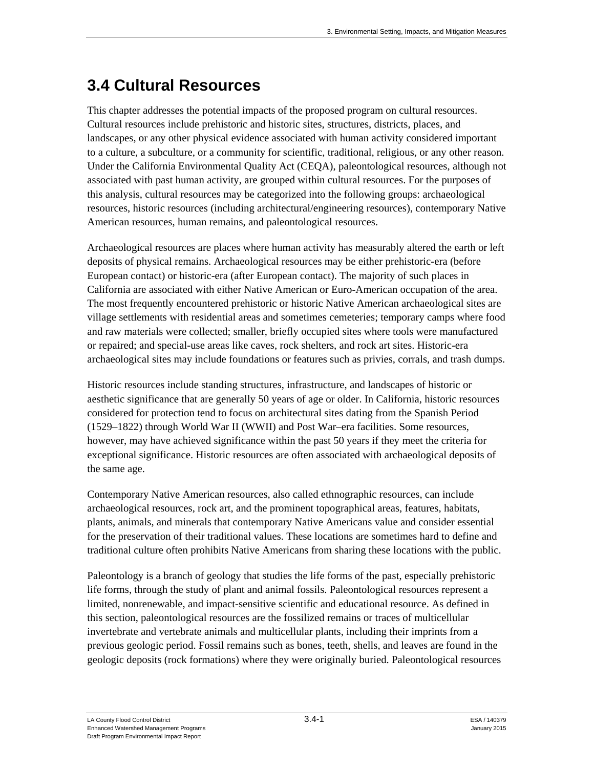# 3.4 Cultural Resources

This chapter addresses the potential impacts of the proposed program on cultural resources. Cultural resources include prehistoric and historic sites, structures, districts, places, and landscapes, or any other physical evidence associated with human activity considered important to a culture, a subculture, or a community for scientific, traditional, religious, or any other reason. Under the California Environmental Quality Act (CEQA), paleontological resources, although not associated with past human activity, are grouped within cultural resources. For the purposes of this analysis, cultural resources may be categorized into the following groups: archaeological resources, historic resources (including architectural/engineering resources), contemporary Native American resources, human remains, and paleontological resources.

Archaeological resources are places where human activity has measurably altered the earth or left deposits of physical remains. Archaeological resources may be either prehistoric-era (before European contact) or historic-era (after European contact). The majority of such places in California are associated with either Native American or Euro-American occupation of the area. The most frequently encountered prehistoric or historic Native American archaeological sites are village settlements with residential areas and sometimes cemeteries; temporary camps where food and raw materials were collected; smaller, briefly occupied sites where tools were manufactured or repaired; and special-use areas like caves, rock shelters, and rock art sites. Historic-era archaeological sites may include foundations or features such as privies, corrals, and trash dumps.

Historic resources include standing structures, infrastructure, and landscapes of historic or aesthetic significance that are generally 50 years of age or older. In California, historic resources considered for protection tend to focus on architectural sites dating from the Spanish Period (1529–1822) through World War II (WWII) and Post War–era facilities. Some resources, however, may have achieved significance within the past 50 years if they meet the criteria for exceptional significance. Historic resources are often associated with archaeological deposits of the same age.

Contemporary Native American resources, also called ethnographic resources, can include archaeological resources, rock art, and the prominent topographical areas, features, habitats, plants, animals, and minerals that contemporary Native Americans value and consider essential for the preservation of their traditional values. These locations are sometimes hard to define and traditional culture often prohibits Native Americans from sharing these locations with the public.

Paleontology is a branch of geology that studies the life forms of the past, especially prehistoric life forms, through the study of plant and animal fossils. Paleontological resources represent a limited, nonrenewable, and impact-sensitive scientific and educational resource. As defined in this section, paleontological resources are the fossilized remains or traces of multicellular invertebrate and vertebrate animals and multicellular plants, including their imprints from a previous geologic period. Fossil remains such as bones, teeth, shells, and leaves are found in the geologic deposits (rock formations) where they were originally buried. Paleontological resources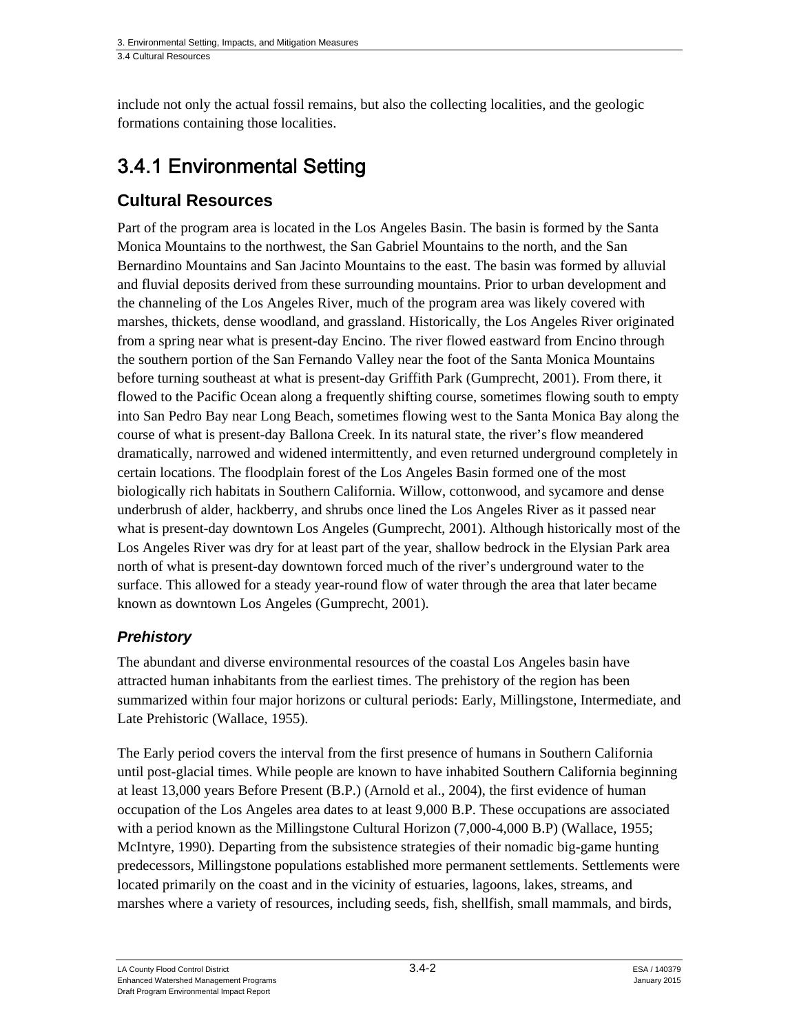include not only the actual fossil remains, but also the collecting localities, and the geologic formations containing those localities.

## 3.4.1 Environmental Setting

### Cultural Resources

Part of the program area is located in the Los Angeles Basin. The basin is formed by the Santa Monica Mountains to the northwest, the San Gabriel Mountains to the north, and the San Bernardino Mountains and San Jacinto Mountains to the east. The basin was formed by alluvial and fluvial deposits derived from these surrounding mountains. Prior to urban development and the channeling of the Los Angeles River, much of the program area was likely covered with marshes, thickets, dense woodland, and grassland. Historically, the Los Angeles River originated from a spring near what is present-day Encino. The river flowed eastward from Encino through the southern portion of the San Fernando Valley near the foot of the Santa Monica Mountains before turning southeast at what is present-day Griffith Park (Gumprecht, 2001). From there, it flowed to the Pacific Ocean along a frequently shifting course, sometimes flowing south to empty into San Pedro Bay near Long Beach, sometimes flowing west to the Santa Monica Bay along the course of what is present-day Ballona Creek. In its natural state, the river's flow meandered dramatically, narrowed and widened intermittently, and even returned underground completely in certain locations. The floodplain forest of the Los Angeles Basin formed one of the most biologically rich habitats in Southern California. Willow, cottonwood, and sycamore and dense underbrush of alder, hackberry, and shrubs once lined the Los Angeles River as it passed near what is present-day downtown Los Angeles (Gumprecht, 2001). Although historically most of the Los Angeles River was dry for at least part of the year, shallow bedrock in the Elysian Park area north of what is present-day downtown forced much of the river's underground water to the surface. This allowed for a steady year-round flow of water through the area that later became known as downtown Los Angeles (Gumprecht, 2001).

#### *Prehistory*

The abundant and diverse environmental resources of the coastal Los Angeles basin have attracted human inhabitants from the earliest times. The prehistory of the region has been summarized within four major horizons or cultural periods: Early, Millingstone, Intermediate, and Late Prehistoric (Wallace, 1955).

The Early period covers the interval from the first presence of humans in Southern California until post-glacial times. While people are known to have inhabited Southern California beginning at least 13,000 years Before Present (B.P.) (Arnold et al., 2004), the first evidence of human occupation of the Los Angeles area dates to at least 9,000 B.P. These occupations are associated with a period known as the Millingstone Cultural Horizon (7,000-4,000 B.P) (Wallace, 1955; McIntyre, 1990). Departing from the subsistence strategies of their nomadic big-game hunting predecessors, Millingstone populations established more permanent settlements. Settlements were located primarily on the coast and in the vicinity of estuaries, lagoons, lakes, streams, and marshes where a variety of resources, including seeds, fish, shellfish, small mammals, and birds,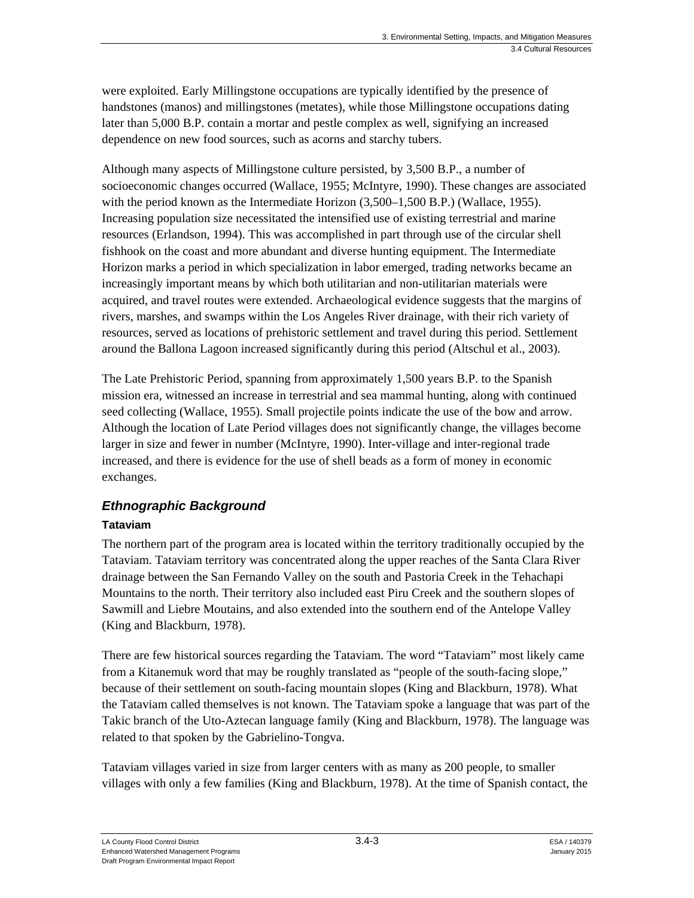were exploited. Early Millingstone occupations are typically identified by the presence of handstones (manos) and millingstones (metates), while those Millingstone occupations dating later than 5,000 B.P. contain a mortar and pestle complex as well, signifying an increased dependence on new food sources, such as acorns and starchy tubers.

Although many aspects of Millingstone culture persisted, by 3,500 B.P., a number of socioeconomic changes occurred (Wallace, 1955; McIntyre, 1990). These changes are associated with the period known as the Intermediate Horizon (3,500–1,500 B.P.) (Wallace, 1955). Increasing population size necessitated the intensified use of existing terrestrial and marine resources (Erlandson, 1994). This was accomplished in part through use of the circular shell fishhook on the coast and more abundant and diverse hunting equipment. The Intermediate Horizon marks a period in which specialization in labor emerged, trading networks became an increasingly important means by which both utilitarian and non-utilitarian materials were acquired, and travel routes were extended. Archaeological evidence suggests that the margins of rivers, marshes, and swamps within the Los Angeles River drainage, with their rich variety of resources, served as locations of prehistoric settlement and travel during this period. Settlement around the Ballona Lagoon increased significantly during this period (Altschul et al., 2003).

The Late Prehistoric Period, spanning from approximately 1,500 years B.P. to the Spanish mission era, witnessed an increase in terrestrial and sea mammal hunting, along with continued seed collecting (Wallace, 1955). Small projectile points indicate the use of the bow and arrow. Although the location of Late Period villages does not significantly change, the villages become larger in size and fewer in number (McIntyre, 1990). Inter-village and inter-regional trade increased, and there is evidence for the use of shell beads as a form of money in economic exchanges.

## *Ethnographic Background*

### Tataviam

The northern part of the program area is located within the territory traditionally occupied by the Tataviam. Tataviam territory was concentrated along the upper reaches of the Santa Clara River drainage between the San Fernando Valley on the south and Pastoria Creek in the Tehachapi Mountains to the north. Their territory also included east Piru Creek and the southern slopes of Sawmill and Liebre Moutains, and also extended into the southern end of the Antelope Valley (King and Blackburn, 1978).

There are few historical sources regarding the Tataviam. The word "Tataviam" most likely came from a Kitanemuk word that may be roughly translated as "people of the south-facing slope," because of their settlement on south-facing mountain slopes (King and Blackburn, 1978). What the Tataviam called themselves is not known. The Tataviam spoke a language that was part of the Takic branch of the Uto-Aztecan language family (King and Blackburn, 1978). The language was related to that spoken by the Gabrielino-Tongva.

Tataviam villages varied in size from larger centers with as many as 200 people, to smaller villages with only a few families (King and Blackburn, 1978). At the time of Spanish contact, the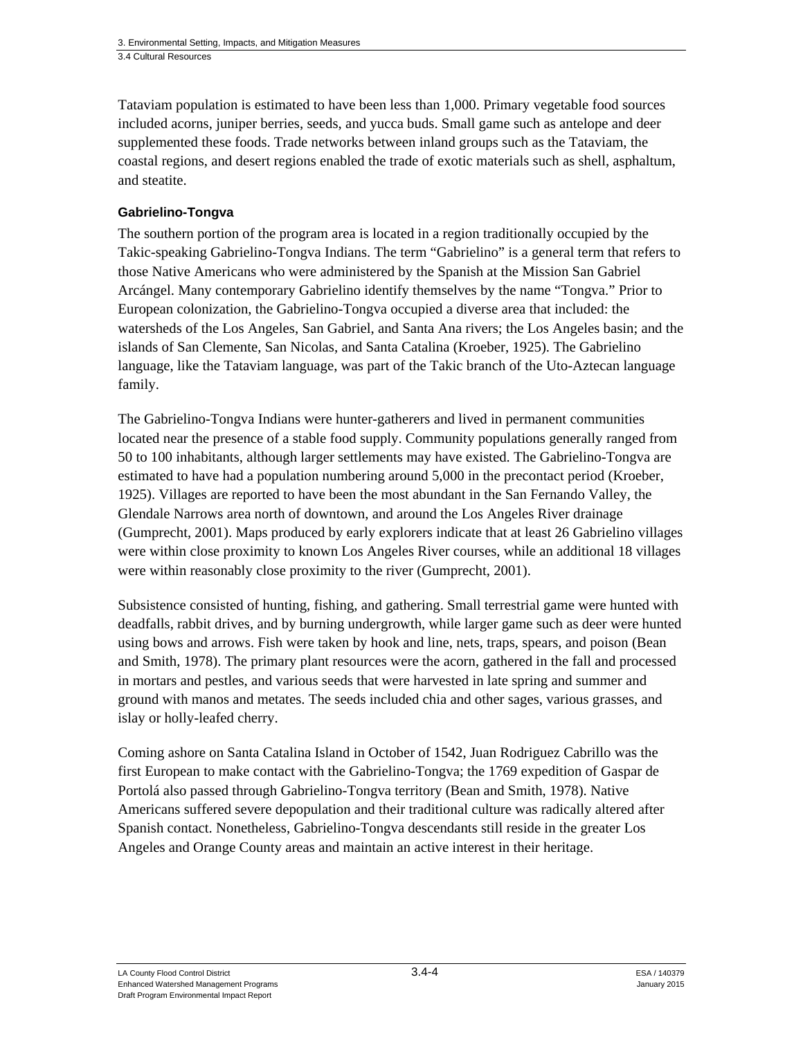Tataviam population is estimated to have been less than 1,000. Primary vegetable food sources included acorns, juniper berries, seeds, and yucca buds. Small game such as antelope and deer supplemented these foods. Trade networks between inland groups such as the Tataviam, the coastal regions, and desert regions enabled the trade of exotic materials such as shell, asphaltum, and steatite.

### Gabrielino-Tongva

The southern portion of the program area is located in a region traditionally occupied by the Takic-speaking Gabrielino-Tongva Indians. The term "Gabrielino" is a general term that refers to those Native Americans who were administered by the Spanish at the Mission San Gabriel Arcángel. Many contemporary Gabrielino identify themselves by the name "Tongva." Prior to European colonization, the Gabrielino-Tongva occupied a diverse area that included: the watersheds of the Los Angeles, San Gabriel, and Santa Ana rivers; the Los Angeles basin; and the islands of San Clemente, San Nicolas, and Santa Catalina (Kroeber, 1925). The Gabrielino language, like the Tataviam language, was part of the Takic branch of the Uto-Aztecan language family.

The Gabrielino-Tongva Indians were hunter-gatherers and lived in permanent communities located near the presence of a stable food supply. Community populations generally ranged from 50 to 100 inhabitants, although larger settlements may have existed. The Gabrielino-Tongva are estimated to have had a population numbering around 5,000 in the precontact period (Kroeber, 1925). Villages are reported to have been the most abundant in the San Fernando Valley, the Glendale Narrows area north of downtown, and around the Los Angeles River drainage (Gumprecht, 2001). Maps produced by early explorers indicate that at least 26 Gabrielino villages were within close proximity to known Los Angeles River courses, while an additional 18 villages were within reasonably close proximity to the river (Gumprecht, 2001).

Subsistence consisted of hunting, fishing, and gathering. Small terrestrial game were hunted with deadfalls, rabbit drives, and by burning undergrowth, while larger game such as deer were hunted using bows and arrows. Fish were taken by hook and line, nets, traps, spears, and poison (Bean and Smith, 1978). The primary plant resources were the acorn, gathered in the fall and processed in mortars and pestles, and various seeds that were harvested in late spring and summer and ground with manos and metates. The seeds included chia and other sages, various grasses, and islay or holly-leafed cherry.

Coming ashore on Santa Catalina Island in October of 1542, Juan Rodriguez Cabrillo was the first European to make contact with the Gabrielino-Tongva; the 1769 expedition of Gaspar de Portolá also passed through Gabrielino-Tongva territory (Bean and Smith, 1978). Native Americans suffered severe depopulation and their traditional culture was radically altered after Spanish contact. Nonetheless, Gabrielino-Tongva descendants still reside in the greater Los Angeles and Orange County areas and maintain an active interest in their heritage.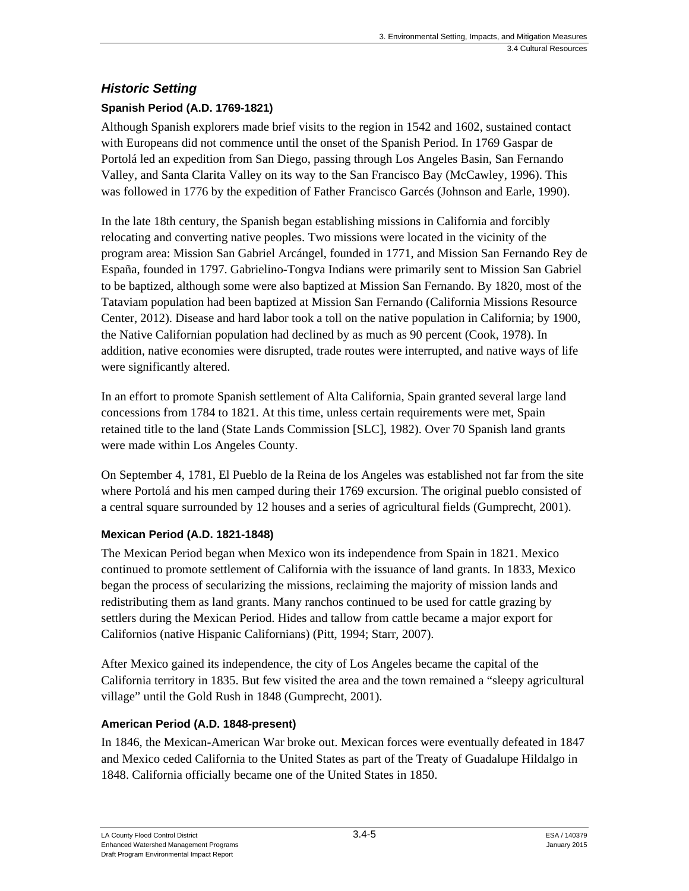### *Historic Setting*

#### Spanish Period (A.D. 1769-1821)

Although Spanish explorers made brief visits to the region in 1542 and 1602, sustained contact with Europeans did not commence until the onset of the Spanish Period. In 1769 Gaspar de Portolá led an expedition from San Diego, passing through Los Angeles Basin, San Fernando Valley, and Santa Clarita Valley on its way to the San Francisco Bay (McCawley, 1996). This was followed in 1776 by the expedition of Father Francisco Garcés (Johnson and Earle, 1990).

In the late 18th century, the Spanish began establishing missions in California and forcibly relocating and converting native peoples. Two missions were located in the vicinity of the program area: Mission San Gabriel Arcángel, founded in 1771, and Mission San Fernando Rey de España, founded in 1797. Gabrielino-Tongva Indians were primarily sent to Mission San Gabriel to be baptized, although some were also baptized at Mission San Fernando. By 1820, most of the Tataviam population had been baptized at Mission San Fernando (California Missions Resource Center, 2012). Disease and hard labor took a toll on the native population in California; by 1900, the Native Californian population had declined by as much as 90 percent (Cook, 1978). In addition, native economies were disrupted, trade routes were interrupted, and native ways of life were significantly altered.

In an effort to promote Spanish settlement of Alta California, Spain granted several large land concessions from 1784 to 1821. At this time, unless certain requirements were met, Spain retained title to the land (State Lands Commission [SLC], 1982). Over 70 Spanish land grants were made within Los Angeles County.

On September 4, 1781, El Pueblo de la Reina de los Angeles was established not far from the site where Portolá and his men camped during their 1769 excursion. The original pueblo consisted of a central square surrounded by 12 houses and a series of agricultural fields (Gumprecht, 2001).

#### Mexican Period (A.D. 1821-1848)

The Mexican Period began when Mexico won its independence from Spain in 1821. Mexico continued to promote settlement of California with the issuance of land grants. In 1833, Mexico began the process of secularizing the missions, reclaiming the majority of mission lands and redistributing them as land grants. Many ranchos continued to be used for cattle grazing by settlers during the Mexican Period. Hides and tallow from cattle became a major export for Californios (native Hispanic Californians) (Pitt, 1994; Starr, 2007).

After Mexico gained its independence, the city of Los Angeles became the capital of the California territory in 1835. But few visited the area and the town remained a "sleepy agricultural village" until the Gold Rush in 1848 (Gumprecht, 2001).

#### American Period (A.D. 1848-present)

In 1846, the Mexican-American War broke out. Mexican forces were eventually defeated in 1847 and Mexico ceded California to the United States as part of the Treaty of Guadalupe Hildalgo in 1848. California officially became one of the United States in 1850.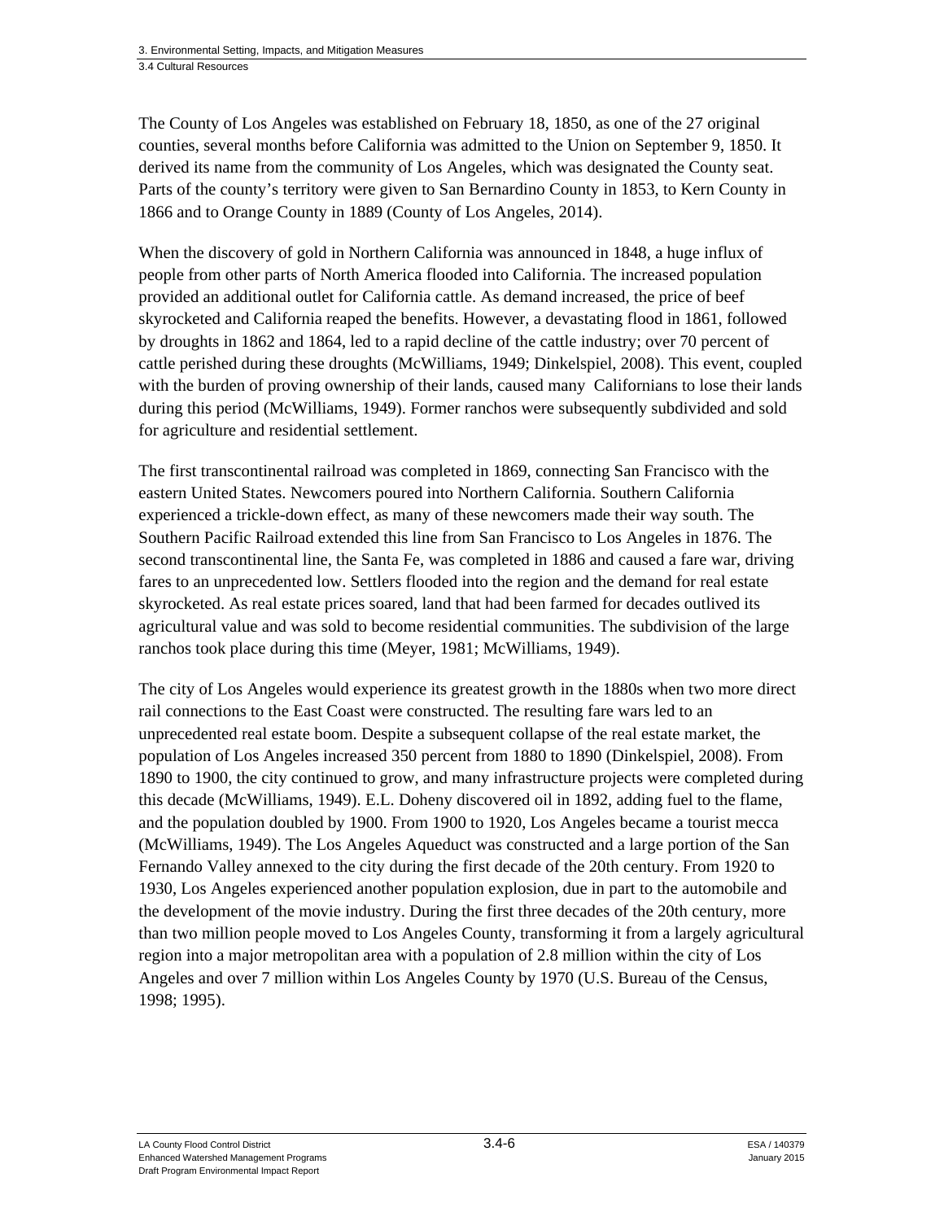The County of Los Angeles was established on February 18, 1850, as one of the 27 original counties, several months before California was admitted to the Union on September 9, 1850. It derived its name from the community of Los Angeles, which was designated the County seat. Parts of the county's territory were given to San Bernardino County in 1853, to Kern County in 1866 and to Orange County in 1889 (County of Los Angeles, 2014).

When the discovery of gold in Northern California was announced in 1848, a huge influx of people from other parts of North America flooded into California. The increased population provided an additional outlet for California cattle. As demand increased, the price of beef skyrocketed and California reaped the benefits. However, a devastating flood in 1861, followed by droughts in 1862 and 1864, led to a rapid decline of the cattle industry; over 70 percent of cattle perished during these droughts (McWilliams, 1949; Dinkelspiel, 2008). This event, coupled with the burden of proving ownership of their lands, caused many Californians to lose their lands during this period (McWilliams, 1949). Former ranchos were subsequently subdivided and sold for agriculture and residential settlement.

The first transcontinental railroad was completed in 1869, connecting San Francisco with the eastern United States. Newcomers poured into Northern California. Southern California experienced a trickle-down effect, as many of these newcomers made their way south. The Southern Pacific Railroad extended this line from San Francisco to Los Angeles in 1876. The second transcontinental line, the Santa Fe, was completed in 1886 and caused a fare war, driving fares to an unprecedented low. Settlers flooded into the region and the demand for real estate skyrocketed. As real estate prices soared, land that had been farmed for decades outlived its agricultural value and was sold to become residential communities. The subdivision of the large ranchos took place during this time (Meyer, 1981; McWilliams, 1949).

The city of Los Angeles would experience its greatest growth in the 1880s when two more direct rail connections to the East Coast were constructed. The resulting fare wars led to an unprecedented real estate boom. Despite a subsequent collapse of the real estate market, the population of Los Angeles increased 350 percent from 1880 to 1890 (Dinkelspiel, 2008). From 1890 to 1900, the city continued to grow, and many infrastructure projects were completed during this decade (McWilliams, 1949). E.L. Doheny discovered oil in 1892, adding fuel to the flame, and the population doubled by 1900. From 1900 to 1920, Los Angeles became a tourist mecca (McWilliams, 1949). The Los Angeles Aqueduct was constructed and a large portion of the San Fernando Valley annexed to the city during the first decade of the 20th century. From 1920 to 1930, Los Angeles experienced another population explosion, due in part to the automobile and the development of the movie industry. During the first three decades of the 20th century, more than two million people moved to Los Angeles County, transforming it from a largely agricultural region into a major metropolitan area with a population of 2.8 million within the city of Los Angeles and over 7 million within Los Angeles County by 1970 (U.S. Bureau of the Census, 1998; 1995).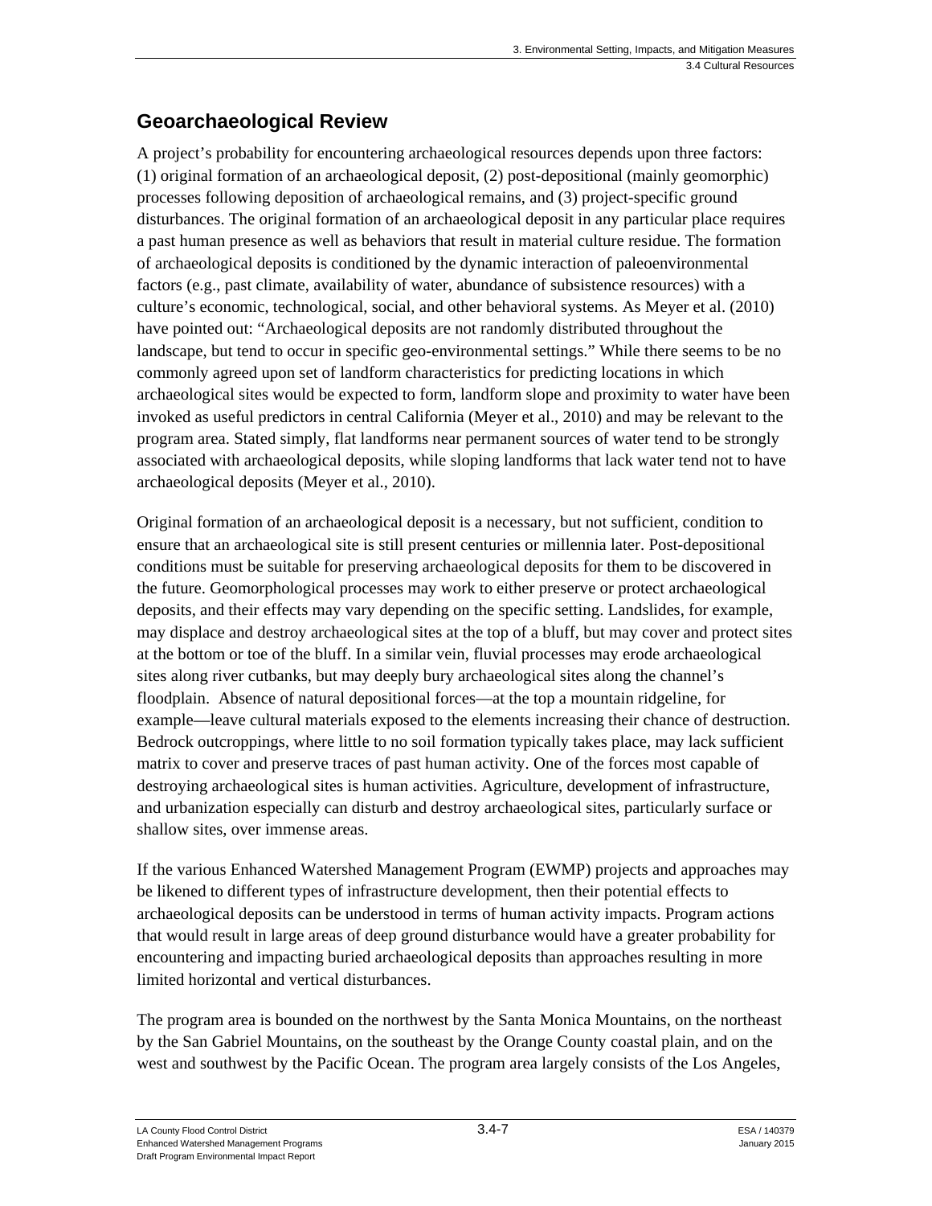## Geoarchaeological Review

A project's probability for encountering archaeological resources depends upon three factors: (1) original formation of an archaeological deposit, (2) post-depositional (mainly geomorphic) processes following deposition of archaeological remains, and (3) project-specific ground disturbances. The original formation of an archaeological deposit in any particular place requires a past human presence as well as behaviors that result in material culture residue. The formation of archaeological deposits is conditioned by the dynamic interaction of paleoenvironmental factors (e.g., past climate, availability of water, abundance of subsistence resources) with a culture's economic, technological, social, and other behavioral systems. As Meyer et al. (2010) have pointed out: "Archaeological deposits are not randomly distributed throughout the landscape, but tend to occur in specific geo-environmental settings." While there seems to be no commonly agreed upon set of landform characteristics for predicting locations in which archaeological sites would be expected to form, landform slope and proximity to water have been invoked as useful predictors in central California (Meyer et al., 2010) and may be relevant to the program area. Stated simply, flat landforms near permanent sources of water tend to be strongly associated with archaeological deposits, while sloping landforms that lack water tend not to have archaeological deposits (Meyer et al., 2010).

Original formation of an archaeological deposit is a necessary, but not sufficient, condition to ensure that an archaeological site is still present centuries or millennia later. Post-depositional conditions must be suitable for preserving archaeological deposits for them to be discovered in the future. Geomorphological processes may work to either preserve or protect archaeological deposits, and their effects may vary depending on the specific setting. Landslides, for example, may displace and destroy archaeological sites at the top of a bluff, but may cover and protect sites at the bottom or toe of the bluff. In a similar vein, fluvial processes may erode archaeological sites along river cutbanks, but may deeply bury archaeological sites along the channel's floodplain. Absence of natural depositional forces—at the top a mountain ridgeline, for example—leave cultural materials exposed to the elements increasing their chance of destruction. Bedrock outcroppings, where little to no soil formation typically takes place, may lack sufficient matrix to cover and preserve traces of past human activity. One of the forces most capable of destroying archaeological sites is human activities. Agriculture, development of infrastructure, and urbanization especially can disturb and destroy archaeological sites, particularly surface or shallow sites, over immense areas.

If the various Enhanced Watershed Management Program (EWMP) projects and approaches may be likened to different types of infrastructure development, then their potential effects to archaeological deposits can be understood in terms of human activity impacts. Program actions that would result in large areas of deep ground disturbance would have a greater probability for encountering and impacting buried archaeological deposits than approaches resulting in more limited horizontal and vertical disturbances.

The program area is bounded on the northwest by the Santa Monica Mountains, on the northeast by the San Gabriel Mountains, on the southeast by the Orange County coastal plain, and on the west and southwest by the Pacific Ocean. The program area largely consists of the Los Angeles,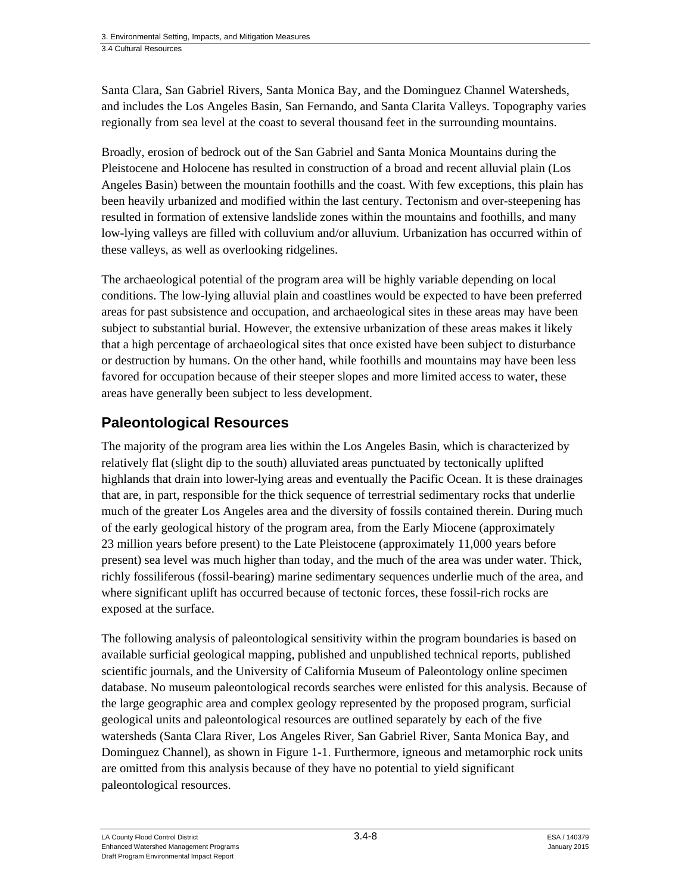Santa Clara, San Gabriel Rivers, Santa Monica Bay, and the Dominguez Channel Watersheds, and includes the Los Angeles Basin, San Fernando, and Santa Clarita Valleys. Topography varies regionally from sea level at the coast to several thousand feet in the surrounding mountains.

Broadly, erosion of bedrock out of the San Gabriel and Santa Monica Mountains during the Pleistocene and Holocene has resulted in construction of a broad and recent alluvial plain (Los Angeles Basin) between the mountain foothills and the coast. With few exceptions, this plain has been heavily urbanized and modified within the last century. Tectonism and over-steepening has resulted in formation of extensive landslide zones within the mountains and foothills, and many low-lying valleys are filled with colluvium and/or alluvium. Urbanization has occurred within of these valleys, as well as overlooking ridgelines.

The archaeological potential of the program area will be highly variable depending on local conditions. The low-lying alluvial plain and coastlines would be expected to have been preferred areas for past subsistence and occupation, and archaeological sites in these areas may have been subject to substantial burial. However, the extensive urbanization of these areas makes it likely that a high percentage of archaeological sites that once existed have been subject to disturbance or destruction by humans. On the other hand, while foothills and mountains may have been less favored for occupation because of their steeper slopes and more limited access to water, these areas have generally been subject to less development.

## Paleontological Resources

The majority of the program area lies within the Los Angeles Basin, which is characterized by relatively flat (slight dip to the south) alluviated areas punctuated by tectonically uplifted highlands that drain into lower-lying areas and eventually the Pacific Ocean. It is these drainages that are, in part, responsible for the thick sequence of terrestrial sedimentary rocks that underlie much of the greater Los Angeles area and the diversity of fossils contained therein. During much of the early geological history of the program area, from the Early Miocene (approximately 23 million years before present) to the Late Pleistocene (approximately 11,000 years before present) sea level was much higher than today, and the much of the area was under water. Thick, richly fossiliferous (fossil-bearing) marine sedimentary sequences underlie much of the area, and where significant uplift has occurred because of tectonic forces, these fossil-rich rocks are exposed at the surface.

The following analysis of paleontological sensitivity within the program boundaries is based on available surficial geological mapping, published and unpublished technical reports, published scientific journals, and the University of California Museum of Paleontology online specimen database. No museum paleontological records searches were enlisted for this analysis. Because of the large geographic area and complex geology represented by the proposed program, surficial geological units and paleontological resources are outlined separately by each of the five watersheds (Santa Clara River, Los Angeles River, San Gabriel River, Santa Monica Bay, and Dominguez Channel), as shown in Figure 1-1. Furthermore, igneous and metamorphic rock units are omitted from this analysis because of they have no potential to yield significant paleontological resources.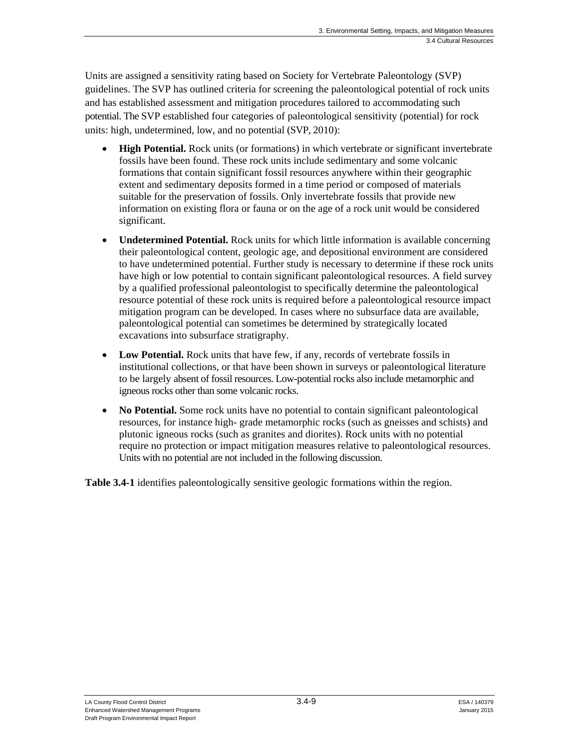Units are assigned a sensitivity rating based on Society for Vertebrate Paleontology (SVP) guidelines. The SVP has outlined criteria for screening the paleontological potential of rock units and has established assessment and mitigation procedures tailored to accommodating such potential. The SVP established four categories of paleontological sensitivity (potential) for rock units: high, undetermined, low, and no potential (SVP, 2010):

- **High Potential.** Rock units (or formations) in which vertebrate or significant invertebrate fossils have been found. These rock units include sedimentary and some volcanic formations that contain significant fossil resources anywhere within their geographic extent and sedimentary deposits formed in a time period or composed of materials suitable for the preservation of fossils. Only invertebrate fossils that provide new information on existing flora or fauna or on the age of a rock unit would be considered significant.

- **Undetermined Potential.** Rock units for which little information is available concerning their paleontological content, geologic age, and depositional environment are considered to have undetermined potential. Further study is necessary to determine if these rock units have high or low potential to contain significant paleontological resources. A field survey by a qualified professional paleontologist to specifically determine the paleontological resource potential of these rock units is required before a paleontological resource impact mitigation program can be developed. In cases where no subsurface data are available, paleontological potential can sometimes be determined by strategically located excavations into subsurface stratigraphy.

- **Low Potential.** Rock units that have few, if any, records of vertebrate fossils in institutional collections, or that have been shown in surveys or paleontological literature to be largely absent of fossil resources. Low-potential rocks also include metamorphic and igneous rocks other than some volcanic rocks.

- **No Potential.** Some rock units have no potential to contain significant paleontological resources, for instance high- grade metamorphic rocks (such as gneisses and schists) and plutonic igneous rocks (such as granites and diorites). Rock units with no potential require no protection or impact mitigation measures relative to paleontological resources. Units with no potential are not included in the following discussion.

**Table 3.4-1** identifies paleontologically sensitive geologic formations within the region.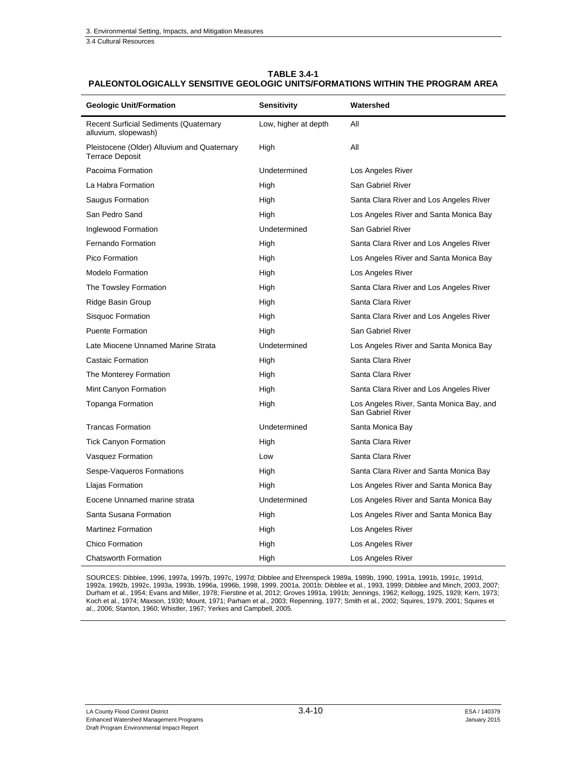**TABLE 3.4-1**
**PALEONTOLOGICALLY SENSITIVE GEOLOGIC UNITS/FORMATIONS WITHIN THE PROGRAM AREA**

| Geologic Unit/Formation | Sensitivity | Watershed |
|---|---|---|
| Recent Surficial Sediments (Quaternary alluvium, slopewash) | Low, higher at depth | All |
| Pleistocene (Older) Alluvium and Quaternary Terrace Deposit | High | All |
| Pacoima Formation | Undetermined | Los Angeles River |
| La Habra Formation | High | San Gabriel River |
| Saugus Formation | High | Santa Clara River and Los Angeles River |
| San Pedro Sand | High | Los Angeles River and Santa Monica Bay |
| Inglewood Formation | Undetermined | San Gabriel River |
| Fernando Formation | High | Santa Clara River and Los Angeles River |
| Pico Formation | High | Los Angeles River and Santa Monica Bay |
| Modelo Formation | High | Los Angeles River |
| The Towsley Formation | High | Santa Clara River and Los Angeles River |
| Ridge Basin Group | High | Santa Clara River |
| Sisquoc Formation | High | Santa Clara River and Los Angeles River |
| Puente Formation | High | San Gabriel River |
| Late Miocene Unnamed Marine Strata | Undetermined | Los Angeles River and Santa Monica Bay |
| Castaic Formation | High | Santa Clara River |
| The Monterey Formation | High | Santa Clara River |
| Mint Canyon Formation | High | Santa Clara River and Los Angeles River |
| Topanga Formation | High | Los Angeles River, Santa Monica Bay, and San Gabriel River |
| Trancas Formation | Undetermined | Santa Monica Bay |
| Tick Canyon Formation | High | Santa Clara River |
| Vasquez Formation | Low | Santa Clara River |
| Sespe-Vaqueros Formations | High | Santa Clara River and Santa Monica Bay |
| Llajas Formation | High | Los Angeles River and Santa Monica Bay |
| Eocene Unnamed marine strata | Undetermined | Los Angeles River and Santa Monica Bay |
| Santa Susana Formation | High | Los Angeles River and Santa Monica Bay |
| Martinez Formation | High | Los Angeles River |
| Chico Formation | High | Los Angeles River |
| Chatsworth Formation | High | Los Angeles River |

SOURCES: Dibblee, 1996, 1997a, 1997b, 1997c, 1997d; Dibblee and Ehrenspeck 1989a, 1989b, 1990, 1991a, 1991b, 1991c, 1991d, 1992a, 1992b, 1992c, 1993a, 1993b, 1996a, 1996b, 1998, 1999, 2001a, 2001b; Dibblee et al., 1993, 1999; Dibblee and Minch, 2003, 2007; Durham et al., 1954; Evans and Miller, 1978; Fierstine et al, 2012; Groves 1991a, 1991b; Jennings, 1962; Kellogg, 1925, 1929; Kern, 1973; Koch et al., 1974; Maxson, 1930; Mount, 1971; Parham et al., 2003; Repenning, 1977; Smith et al., 2002; Squires, 1979, 2001; Squires et al., 2006; Stanton, 1960; Whistler, 1967; Yerkes and Campbell, 2005.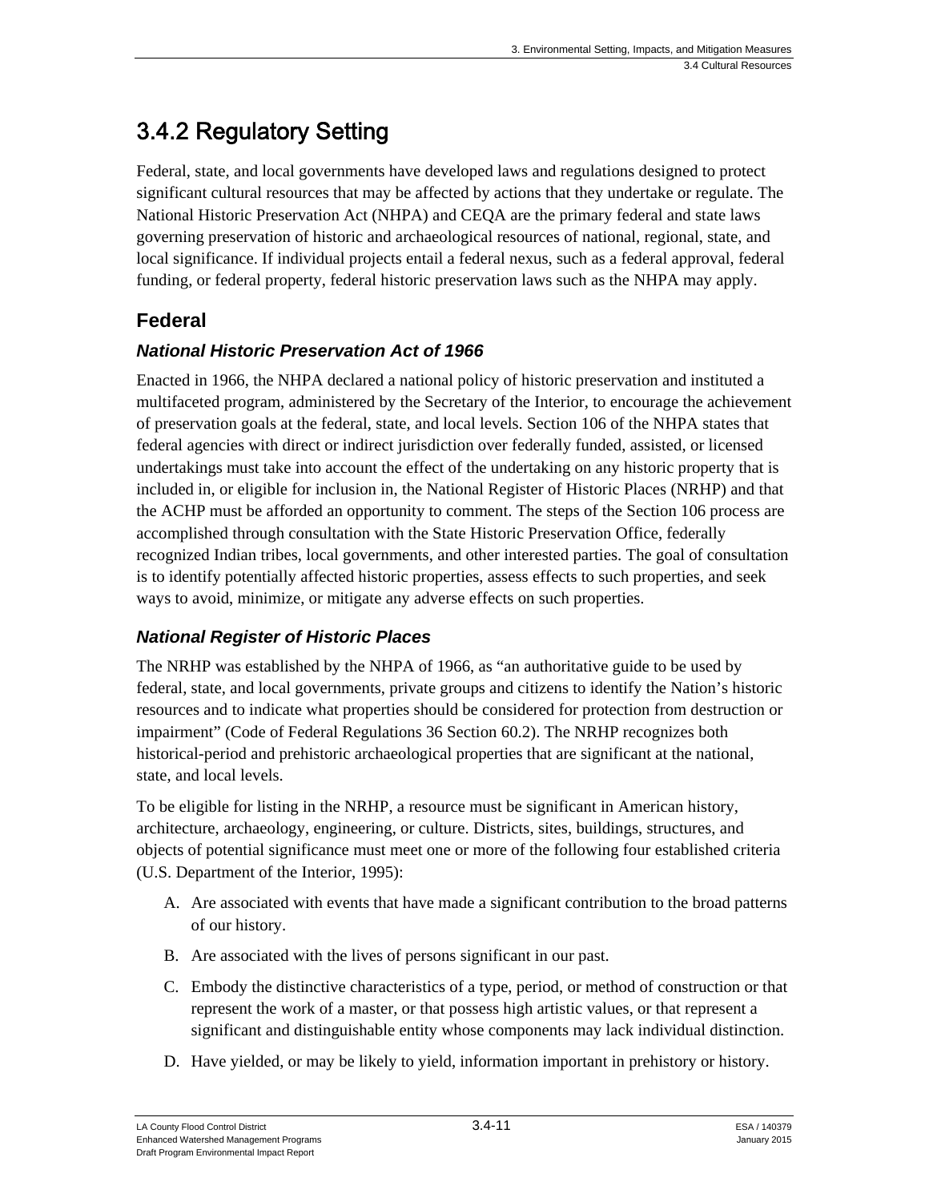## 3.4.2 Regulatory Setting

Federal, state, and local governments have developed laws and regulations designed to protect significant cultural resources that may be affected by actions that they undertake or regulate. The National Historic Preservation Act (NHPA) and CEQA are the primary federal and state laws governing preservation of historic and archaeological resources of national, regional, state, and local significance. If individual projects entail a federal nexus, such as a federal approval, federal funding, or federal property, federal historic preservation laws such as the NHPA may apply.

### Federal

#### *National Historic Preservation Act of 1966*

Enacted in 1966, the NHPA declared a national policy of historic preservation and instituted a multifaceted program, administered by the Secretary of the Interior, to encourage the achievement of preservation goals at the federal, state, and local levels. Section 106 of the NHPA states that federal agencies with direct or indirect jurisdiction over federally funded, assisted, or licensed undertakings must take into account the effect of the undertaking on any historic property that is included in, or eligible for inclusion in, the National Register of Historic Places (NRHP) and that the ACHP must be afforded an opportunity to comment. The steps of the Section 106 process are accomplished through consultation with the State Historic Preservation Office, federally recognized Indian tribes, local governments, and other interested parties. The goal of consultation is to identify potentially affected historic properties, assess effects to such properties, and seek ways to avoid, minimize, or mitigate any adverse effects on such properties.

#### *National Register of Historic Places*

The NRHP was established by the NHPA of 1966, as "an authoritative guide to be used by federal, state, and local governments, private groups and citizens to identify the Nation's historic resources and to indicate what properties should be considered for protection from destruction or impairment" (Code of Federal Regulations 36 Section 60.2). The NRHP recognizes both historical-period and prehistoric archaeological properties that are significant at the national, state, and local levels.

To be eligible for listing in the NRHP, a resource must be significant in American history, architecture, archaeology, engineering, or culture. Districts, sites, buildings, structures, and objects of potential significance must meet one or more of the following four established criteria (U.S. Department of the Interior, 1995):

A. Are associated with events that have made a significant contribution to the broad patterns of our history.

B. Are associated with the lives of persons significant in our past.

C. Embody the distinctive characteristics of a type, period, or method of construction or that represent the work of a master, or that possess high artistic values, or that represent a significant and distinguishable entity whose components may lack individual distinction.

D. Have yielded, or may be likely to yield, information important in prehistory or history.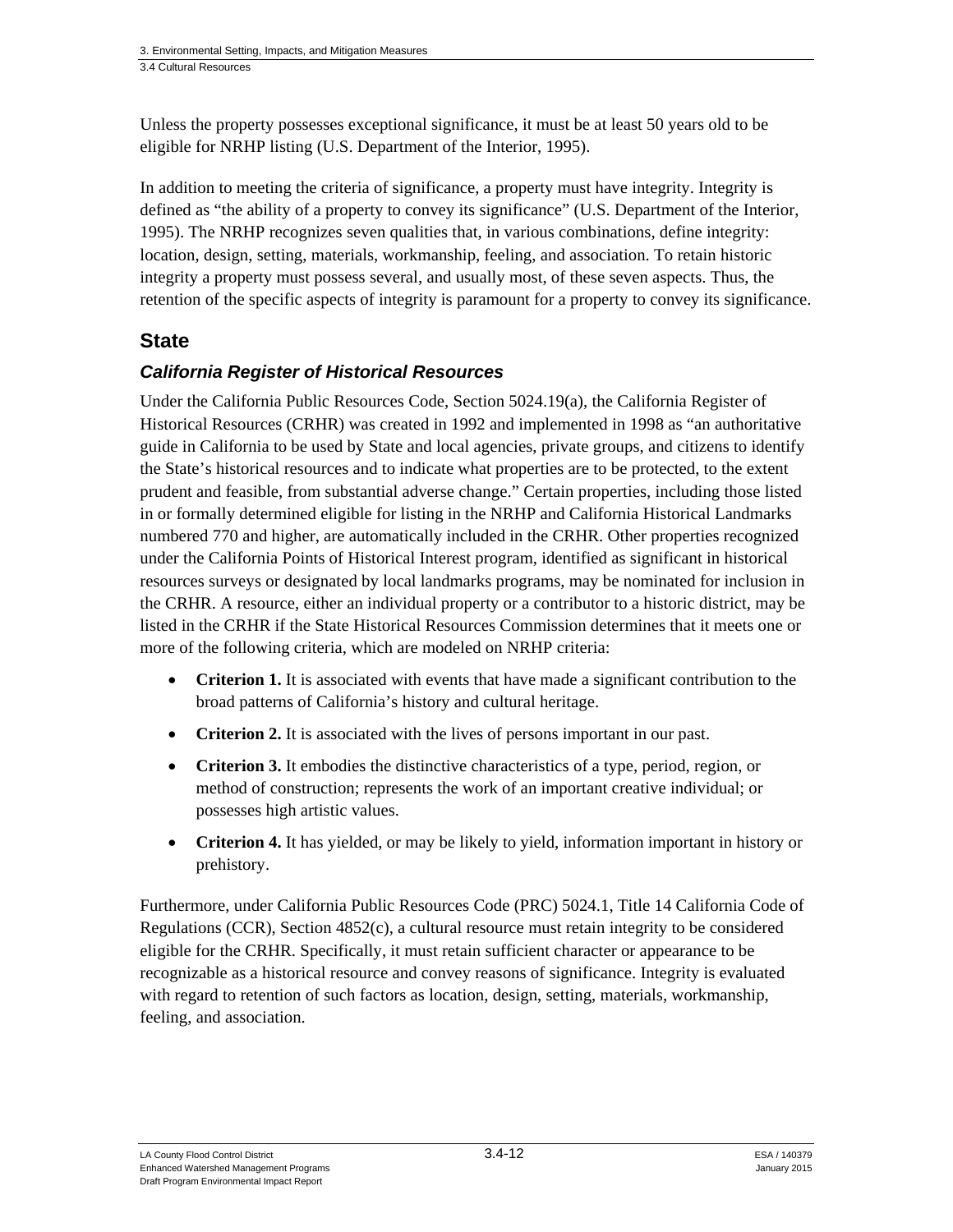Unless the property possesses exceptional significance, it must be at least 50 years old to be eligible for NRHP listing (U.S. Department of the Interior, 1995).

In addition to meeting the criteria of significance, a property must have integrity. Integrity is defined as "the ability of a property to convey its significance" (U.S. Department of the Interior, 1995). The NRHP recognizes seven qualities that, in various combinations, define integrity: location, design, setting, materials, workmanship, feeling, and association. To retain historic integrity a property must possess several, and usually most, of these seven aspects. Thus, the retention of the specific aspects of integrity is paramount for a property to convey its significance.

## State

### *California Register of Historical Resources*

Under the California Public Resources Code, Section 5024.19(a), the California Register of Historical Resources (CRHR) was created in 1992 and implemented in 1998 as "an authoritative guide in California to be used by State and local agencies, private groups, and citizens to identify the State's historical resources and to indicate what properties are to be protected, to the extent prudent and feasible, from substantial adverse change." Certain properties, including those listed in or formally determined eligible for listing in the NRHP and California Historical Landmarks numbered 770 and higher, are automatically included in the CRHR. Other properties recognized under the California Points of Historical Interest program, identified as significant in historical resources surveys or designated by local landmarks programs, may be nominated for inclusion in the CRHR. A resource, either an individual property or a contributor to a historic district, may be listed in the CRHR if the State Historical Resources Commission determines that it meets one or more of the following criteria, which are modeled on NRHP criteria:

- **Criterion 1.** It is associated with events that have made a significant contribution to the broad patterns of California's history and cultural heritage.
- **Criterion 2.** It is associated with the lives of persons important in our past.
- **Criterion 3.** It embodies the distinctive characteristics of a type, period, region, or method of construction; represents the work of an important creative individual; or possesses high artistic values.
- **Criterion 4.** It has yielded, or may be likely to yield, information important in history or prehistory.

Furthermore, under California Public Resources Code (PRC) 5024.1, Title 14 California Code of Regulations (CCR), Section 4852(c), a cultural resource must retain integrity to be considered eligible for the CRHR. Specifically, it must retain sufficient character or appearance to be recognizable as a historical resource and convey reasons of significance. Integrity is evaluated with regard to retention of such factors as location, design, setting, materials, workmanship, feeling, and association.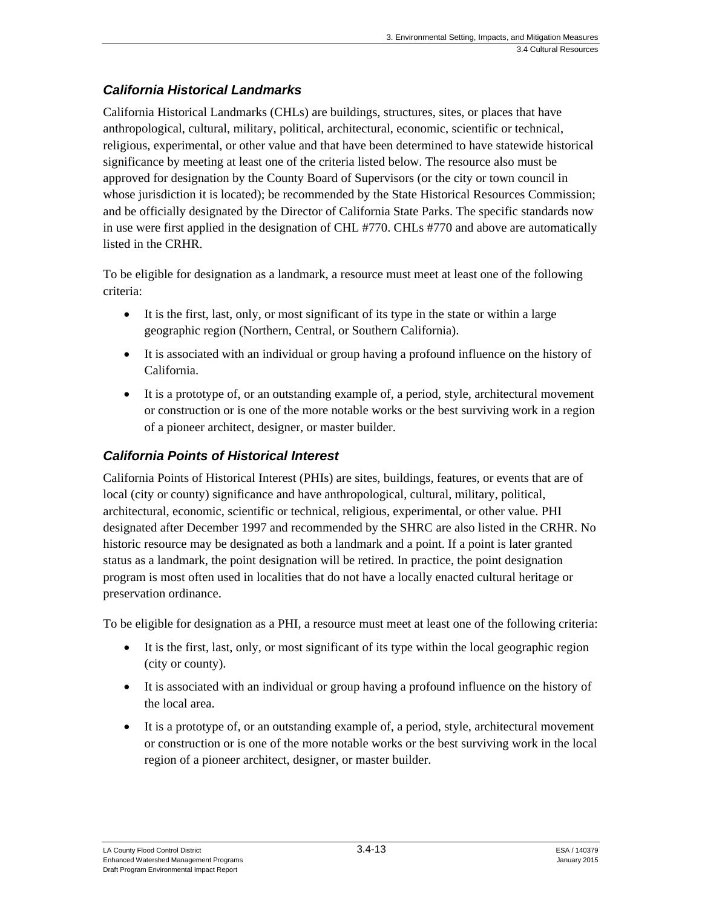### *California Historical Landmarks*

California Historical Landmarks (CHLs) are buildings, structures, sites, or places that have anthropological, cultural, military, political, architectural, economic, scientific or technical, religious, experimental, or other value and that have been determined to have statewide historical significance by meeting at least one of the criteria listed below. The resource also must be approved for designation by the County Board of Supervisors (or the city or town council in whose jurisdiction it is located); be recommended by the State Historical Resources Commission; and be officially designated by the Director of California State Parks. The specific standards now in use were first applied in the designation of CHL #770. CHLs #770 and above are automatically listed in the CRHR.

To be eligible for designation as a landmark, a resource must meet at least one of the following criteria:

- It is the first, last, only, or most significant of its type in the state or within a large geographic region (Northern, Central, or Southern California).
- It is associated with an individual or group having a profound influence on the history of California.
- It is a prototype of, or an outstanding example of, a period, style, architectural movement or construction or is one of the more notable works or the best surviving work in a region of a pioneer architect, designer, or master builder.

### *California Points of Historical Interest*

California Points of Historical Interest (PHIs) are sites, buildings, features, or events that are of local (city or county) significance and have anthropological, cultural, military, political, architectural, economic, scientific or technical, religious, experimental, or other value. PHI designated after December 1997 and recommended by the SHRC are also listed in the CRHR. No historic resource may be designated as both a landmark and a point. If a point is later granted status as a landmark, the point designation will be retired. In practice, the point designation program is most often used in localities that do not have a locally enacted cultural heritage or preservation ordinance.

To be eligible for designation as a PHI, a resource must meet at least one of the following criteria:

- It is the first, last, only, or most significant of its type within the local geographic region (city or county).
- It is associated with an individual or group having a profound influence on the history of the local area.
- It is a prototype of, or an outstanding example of, a period, style, architectural movement or construction or is one of the more notable works or the best surviving work in the local region of a pioneer architect, designer, or master builder.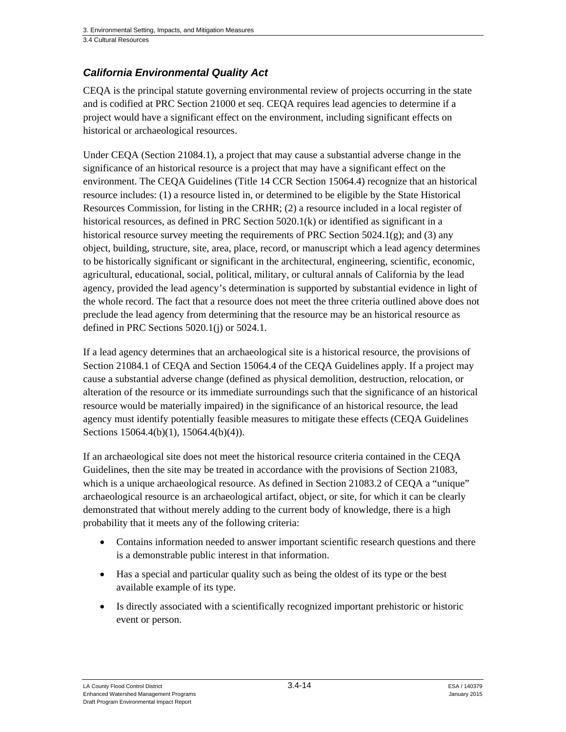### *California Environmental Quality Act*

CEQA is the principal statute governing environmental review of projects occurring in the state and is codified at PRC Section 21000 et seq. CEQA requires lead agencies to determine if a project would have a significant effect on the environment, including significant effects on historical or archaeological resources.

Under CEQA (Section 21084.1), a project that may cause a substantial adverse change in the significance of an historical resource is a project that may have a significant effect on the environment. The CEQA Guidelines (Title 14 CCR Section 15064.4) recognize that an historical resource includes: (1) a resource listed in, or determined to be eligible by the State Historical Resources Commission, for listing in the CRHR; (2) a resource included in a local register of historical resources, as defined in PRC Section 5020.1(k) or identified as significant in a historical resource survey meeting the requirements of PRC Section 5024.1(g); and (3) any object, building, structure, site, area, place, record, or manuscript which a lead agency determines to be historically significant or significant in the architectural, engineering, scientific, economic, agricultural, educational, social, political, military, or cultural annals of California by the lead agency, provided the lead agency's determination is supported by substantial evidence in light of the whole record. The fact that a resource does not meet the three criteria outlined above does not preclude the lead agency from determining that the resource may be an historical resource as defined in PRC Sections 5020.1(j) or 5024.1.

If a lead agency determines that an archaeological site is a historical resource, the provisions of Section 21084.1 of CEQA and Section 15064.4 of the CEQA Guidelines apply. If a project may cause a substantial adverse change (defined as physical demolition, destruction, relocation, or alteration of the resource or its immediate surroundings such that the significance of an historical resource would be materially impaired) in the significance of an historical resource, the lead agency must identify potentially feasible measures to mitigate these effects (CEQA Guidelines Sections 15064.4(b)(1), 15064.4(b)(4)).

If an archaeological site does not meet the historical resource criteria contained in the CEQA Guidelines, then the site may be treated in accordance with the provisions of Section 21083, which is a unique archaeological resource. As defined in Section 21083.2 of CEQA a "unique" archaeological resource is an archaeological artifact, object, or site, for which it can be clearly demonstrated that without merely adding to the current body of knowledge, there is a high probability that it meets any of the following criteria:

- Contains information needed to answer important scientific research questions and there is a demonstrable public interest in that information.
- Has a special and particular quality such as being the oldest of its type or the best available example of its type.
- Is directly associated with a scientifically recognized important prehistoric or historic event or person.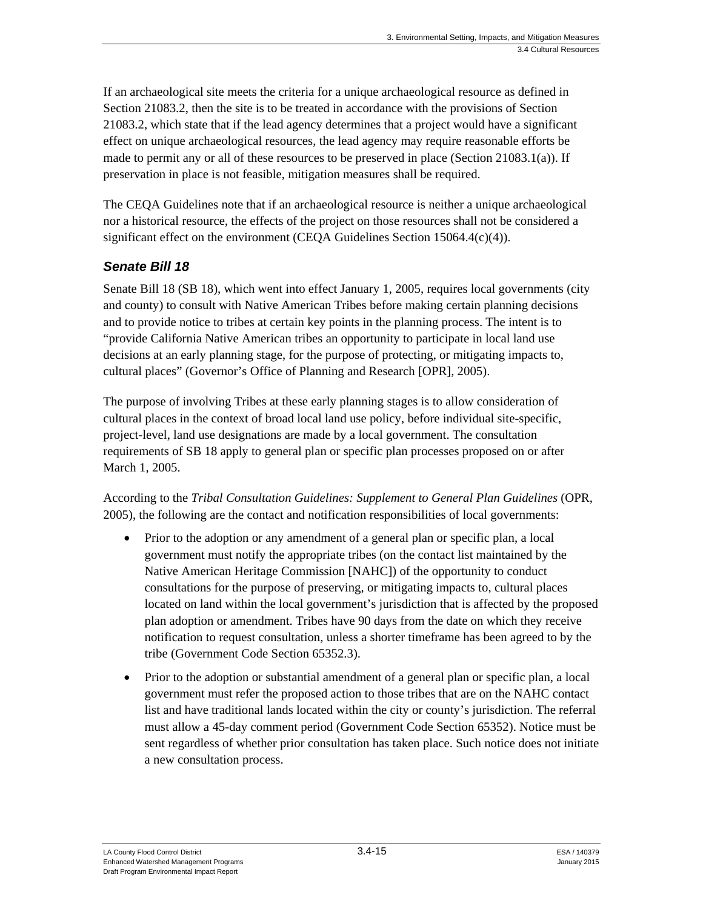If an archaeological site meets the criteria for a unique archaeological resource as defined in Section 21083.2, then the site is to be treated in accordance with the provisions of Section 21083.2, which state that if the lead agency determines that a project would have a significant effect on unique archaeological resources, the lead agency may require reasonable efforts be made to permit any or all of these resources to be preserved in place (Section 21083.1(a)). If preservation in place is not feasible, mitigation measures shall be required.

The CEQA Guidelines note that if an archaeological resource is neither a unique archaeological nor a historical resource, the effects of the project on those resources shall not be considered a significant effect on the environment (CEQA Guidelines Section 15064.4(c)(4)).

### *Senate Bill 18*

Senate Bill 18 (SB 18), which went into effect January 1, 2005, requires local governments (city and county) to consult with Native American Tribes before making certain planning decisions and to provide notice to tribes at certain key points in the planning process. The intent is to "provide California Native American tribes an opportunity to participate in local land use decisions at an early planning stage, for the purpose of protecting, or mitigating impacts to, cultural places" (Governor's Office of Planning and Research [OPR], 2005).

The purpose of involving Tribes at these early planning stages is to allow consideration of cultural places in the context of broad local land use policy, before individual site-specific, project-level, land use designations are made by a local government. The consultation requirements of SB 18 apply to general plan or specific plan processes proposed on or after March 1, 2005.

According to the *Tribal Consultation Guidelines: Supplement to General Plan Guidelines* (OPR, 2005), the following are the contact and notification responsibilities of local governments:

- Prior to the adoption or any amendment of a general plan or specific plan, a local government must notify the appropriate tribes (on the contact list maintained by the Native American Heritage Commission [NAHC]) of the opportunity to conduct consultations for the purpose of preserving, or mitigating impacts to, cultural places located on land within the local government's jurisdiction that is affected by the proposed plan adoption or amendment. Tribes have 90 days from the date on which they receive notification to request consultation, unless a shorter timeframe has been agreed to by the tribe (Government Code Section 65352.3).
- Prior to the adoption or substantial amendment of a general plan or specific plan, a local government must refer the proposed action to those tribes that are on the NAHC contact list and have traditional lands located within the city or county's jurisdiction. The referral must allow a 45-day comment period (Government Code Section 65352). Notice must be sent regardless of whether prior consultation has taken place. Such notice does not initiate a new consultation process.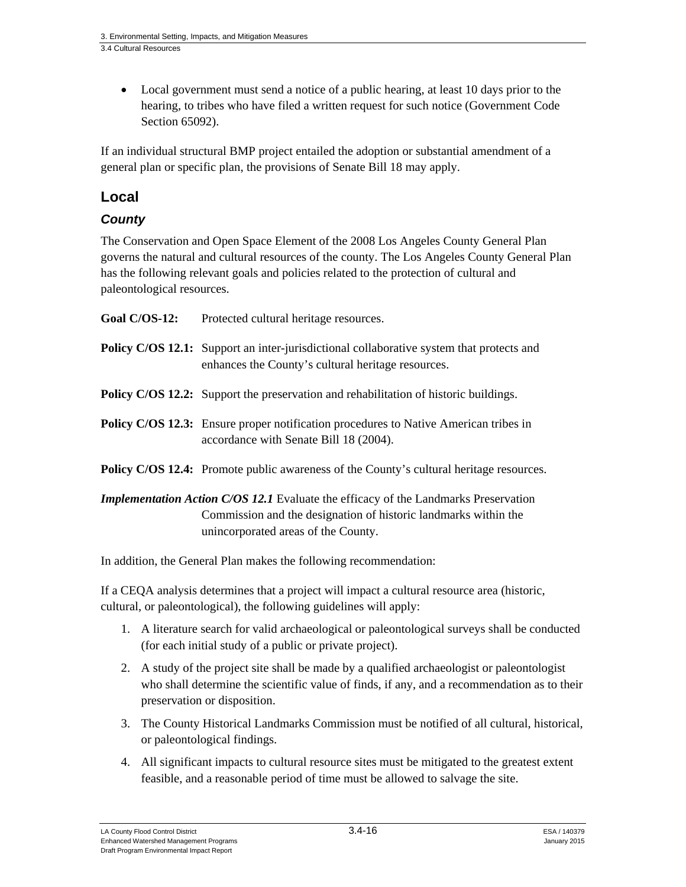- Local government must send a notice of a public hearing, at least 10 days prior to the hearing, to tribes who have filed a written request for such notice (Government Code Section 65092).

If an individual structural BMP project entailed the adoption or substantial amendment of a general plan or specific plan, the provisions of Senate Bill 18 may apply.

## Local

### *County*

The Conservation and Open Space Element of the 2008 Los Angeles County General Plan governs the natural and cultural resources of the county. The Los Angeles County General Plan has the following relevant goals and policies related to the protection of cultural and paleontological resources.

**Goal C/OS-12:** Protected cultural heritage resources.

**Policy C/OS 12.1:** Support an inter-jurisdictional collaborative system that protects and enhances the County's cultural heritage resources.

**Policy C/OS 12.2:** Support the preservation and rehabilitation of historic buildings.

**Policy C/OS 12.3:** Ensure proper notification procedures to Native American tribes in accordance with Senate Bill 18 (2004).

**Policy C/OS 12.4:** Promote public awareness of the County's cultural heritage resources.

***Implementation Action C/OS 12.1*** Evaluate the efficacy of the Landmarks Preservation Commission and the designation of historic landmarks within the unincorporated areas of the County.

In addition, the General Plan makes the following recommendation:

If a CEQA analysis determines that a project will impact a cultural resource area (historic, cultural, or paleontological), the following guidelines will apply:

1. A literature search for valid archaeological or paleontological surveys shall be conducted (for each initial study of a public or private project).
2. A study of the project site shall be made by a qualified archaeologist or paleontologist who shall determine the scientific value of finds, if any, and a recommendation as to their preservation or disposition.
3. The County Historical Landmarks Commission must be notified of all cultural, historical, or paleontological findings.
4. All significant impacts to cultural resource sites must be mitigated to the greatest extent feasible, and a reasonable period of time must be allowed to salvage the site.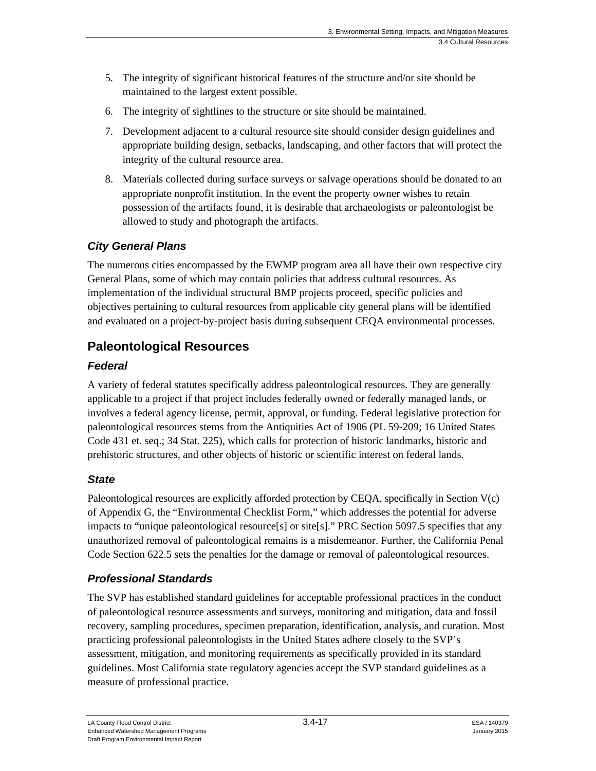5. The integrity of significant historical features of the structure and/or site should be maintained to the largest extent possible.
6. The integrity of sightlines to the structure or site should be maintained.
7. Development adjacent to a cultural resource site should consider design guidelines and appropriate building design, setbacks, landscaping, and other factors that will protect the integrity of the cultural resource area.
8. Materials collected during surface surveys or salvage operations should be donated to an appropriate nonprofit institution. In the event the property owner wishes to retain possession of the artifacts found, it is desirable that archaeologists or paleontologist be allowed to study and photograph the artifacts.

### *City General Plans*

The numerous cities encompassed by the EWMP program area all have their own respective city General Plans, some of which may contain policies that address cultural resources. As implementation of the individual structural BMP projects proceed, specific policies and objectives pertaining to cultural resources from applicable city general plans will be identified and evaluated on a project-by-project basis during subsequent CEQA environmental processes.

## Paleontological Resources

### *Federal*

A variety of federal statutes specifically address paleontological resources. They are generally applicable to a project if that project includes federally owned or federally managed lands, or involves a federal agency license, permit, approval, or funding. Federal legislative protection for paleontological resources stems from the Antiquities Act of 1906 (PL 59-209; 16 United States Code 431 et. seq.; 34 Stat. 225), which calls for protection of historic landmarks, historic and prehistoric structures, and other objects of historic or scientific interest on federal lands.

### *State*

Paleontological resources are explicitly afforded protection by CEQA, specifically in Section V(c) of Appendix G, the "Environmental Checklist Form," which addresses the potential for adverse impacts to "unique paleontological resource[s] or site[s]." PRC Section 5097.5 specifies that any unauthorized removal of paleontological remains is a misdemeanor. Further, the California Penal Code Section 622.5 sets the penalties for the damage or removal of paleontological resources.

### *Professional Standards*

The SVP has established standard guidelines for acceptable professional practices in the conduct of paleontological resource assessments and surveys, monitoring and mitigation, data and fossil recovery, sampling procedures, specimen preparation, identification, analysis, and curation. Most practicing professional paleontologists in the United States adhere closely to the SVP's assessment, mitigation, and monitoring requirements as specifically provided in its standard guidelines. Most California state regulatory agencies accept the SVP standard guidelines as a measure of professional practice.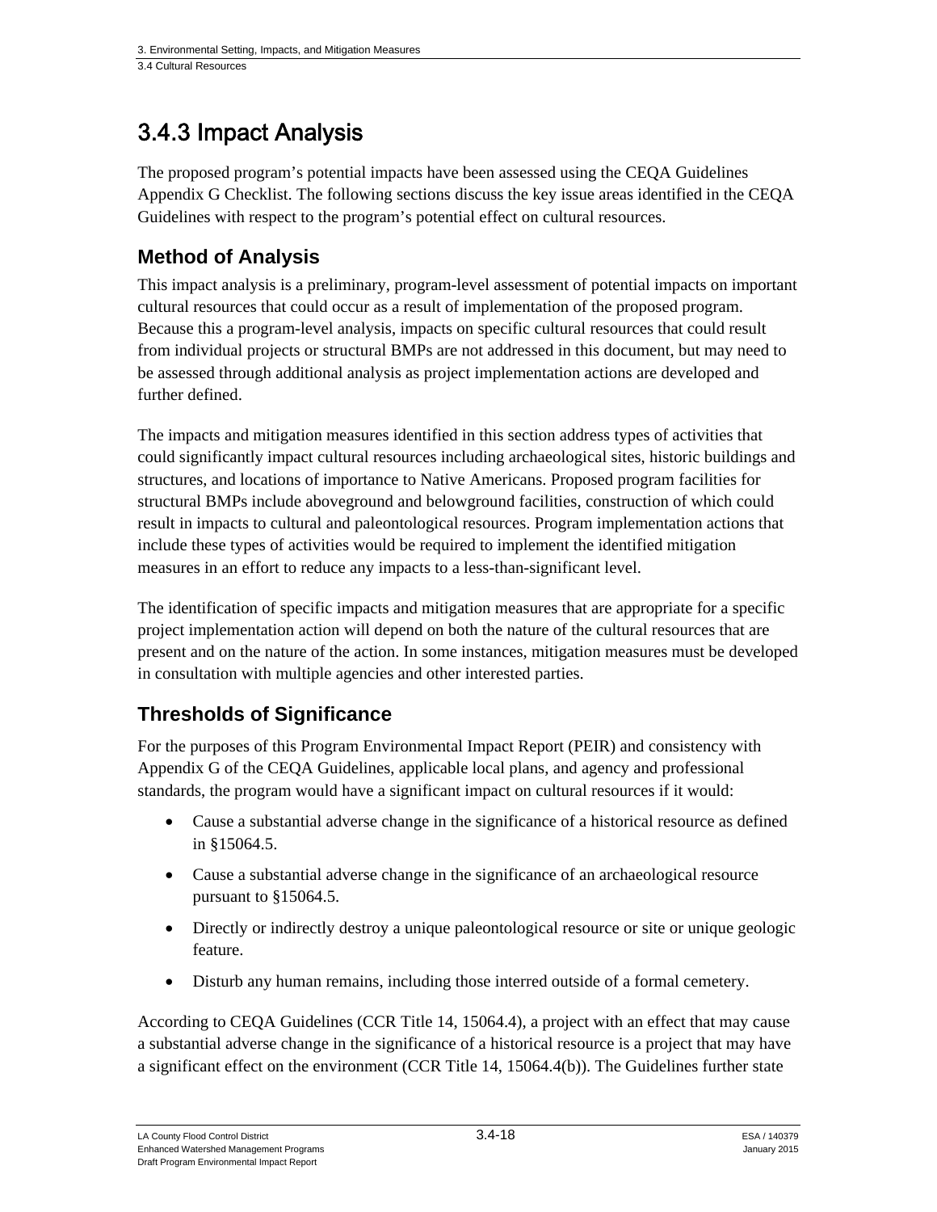## 3.4.3 Impact Analysis

The proposed program's potential impacts have been assessed using the CEQA Guidelines Appendix G Checklist. The following sections discuss the key issue areas identified in the CEQA Guidelines with respect to the program's potential effect on cultural resources.

### Method of Analysis

This impact analysis is a preliminary, program-level assessment of potential impacts on important cultural resources that could occur as a result of implementation of the proposed program. Because this a program-level analysis, impacts on specific cultural resources that could result from individual projects or structural BMPs are not addressed in this document, but may need to be assessed through additional analysis as project implementation actions are developed and further defined.

The impacts and mitigation measures identified in this section address types of activities that could significantly impact cultural resources including archaeological sites, historic buildings and structures, and locations of importance to Native Americans. Proposed program facilities for structural BMPs include aboveground and belowground facilities, construction of which could result in impacts to cultural and paleontological resources. Program implementation actions that include these types of activities would be required to implement the identified mitigation measures in an effort to reduce any impacts to a less-than-significant level.

The identification of specific impacts and mitigation measures that are appropriate for a specific project implementation action will depend on both the nature of the cultural resources that are present and on the nature of the action. In some instances, mitigation measures must be developed in consultation with multiple agencies and other interested parties.

### Thresholds of Significance

For the purposes of this Program Environmental Impact Report (PEIR) and consistency with Appendix G of the CEQA Guidelines, applicable local plans, and agency and professional standards, the program would have a significant impact on cultural resources if it would:

- Cause a substantial adverse change in the significance of a historical resource as defined in §15064.5.
- Cause a substantial adverse change in the significance of an archaeological resource pursuant to §15064.5.
- Directly or indirectly destroy a unique paleontological resource or site or unique geologic feature.
- Disturb any human remains, including those interred outside of a formal cemetery.

According to CEQA Guidelines (CCR Title 14, 15064.4), a project with an effect that may cause a substantial adverse change in the significance of a historical resource is a project that may have a significant effect on the environment (CCR Title 14, 15064.4(b)). The Guidelines further state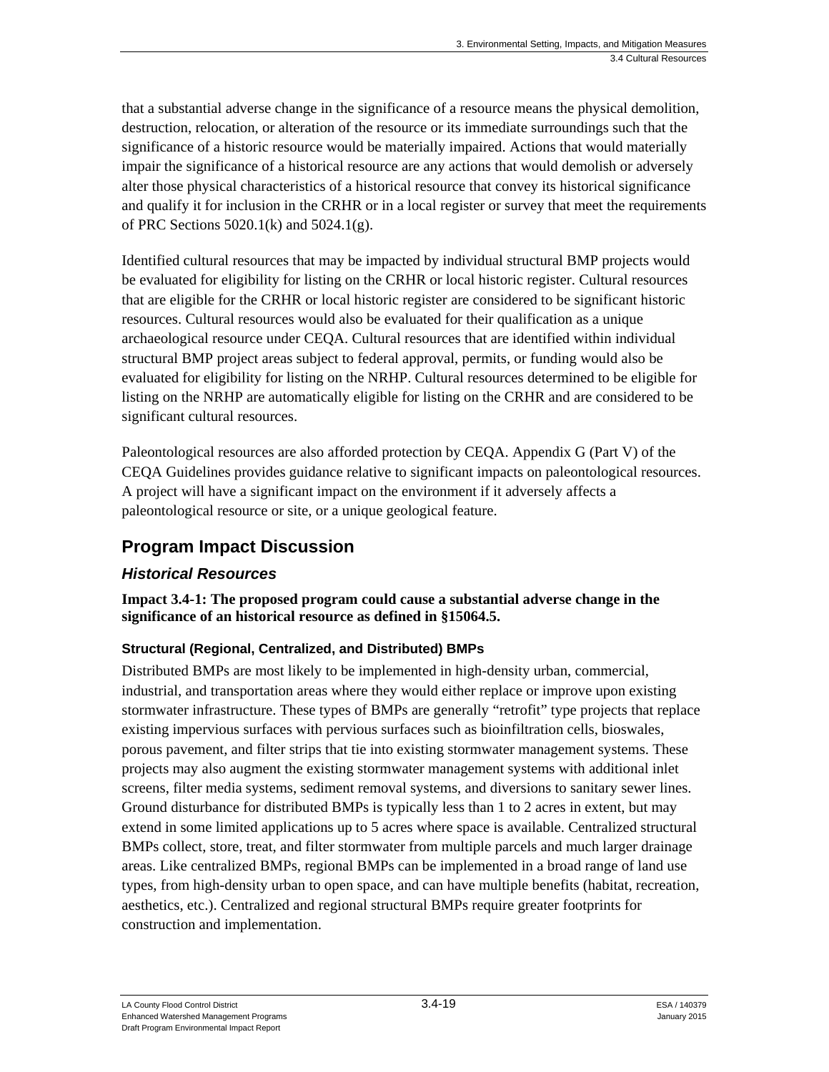that a substantial adverse change in the significance of a resource means the physical demolition, destruction, relocation, or alteration of the resource or its immediate surroundings such that the significance of a historic resource would be materially impaired. Actions that would materially impair the significance of a historical resource are any actions that would demolish or adversely alter those physical characteristics of a historical resource that convey its historical significance and qualify it for inclusion in the CRHR or in a local register or survey that meet the requirements of PRC Sections 5020.1(k) and 5024.1(g).

Identified cultural resources that may be impacted by individual structural BMP projects would be evaluated for eligibility for listing on the CRHR or local historic register. Cultural resources that are eligible for the CRHR or local historic register are considered to be significant historic resources. Cultural resources would also be evaluated for their qualification as a unique archaeological resource under CEQA. Cultural resources that are identified within individual structural BMP project areas subject to federal approval, permits, or funding would also be evaluated for eligibility for listing on the NRHP. Cultural resources determined to be eligible for listing on the NRHP are automatically eligible for listing on the CRHR and are considered to be significant cultural resources.

Paleontological resources are also afforded protection by CEQA. Appendix G (Part V) of the CEQA Guidelines provides guidance relative to significant impacts on paleontological resources. A project will have a significant impact on the environment if it adversely affects a paleontological resource or site, or a unique geological feature.

## Program Impact Discussion

### *Historical Resources*

**Impact 3.4-1: The proposed program could cause a substantial adverse change in the significance of an historical resource as defined in §15064.5.**

#### Structural (Regional, Centralized, and Distributed) BMPs

Distributed BMPs are most likely to be implemented in high-density urban, commercial, industrial, and transportation areas where they would either replace or improve upon existing stormwater infrastructure. These types of BMPs are generally "retrofit" type projects that replace existing impervious surfaces with pervious surfaces such as bioinfiltration cells, bioswales, porous pavement, and filter strips that tie into existing stormwater management systems. These projects may also augment the existing stormwater management systems with additional inlet screens, filter media systems, sediment removal systems, and diversions to sanitary sewer lines. Ground disturbance for distributed BMPs is typically less than 1 to 2 acres in extent, but may extend in some limited applications up to 5 acres where space is available. Centralized structural BMPs collect, store, treat, and filter stormwater from multiple parcels and much larger drainage areas. Like centralized BMPs, regional BMPs can be implemented in a broad range of land use types, from high-density urban to open space, and can have multiple benefits (habitat, recreation, aesthetics, etc.). Centralized and regional structural BMPs require greater footprints for construction and implementation.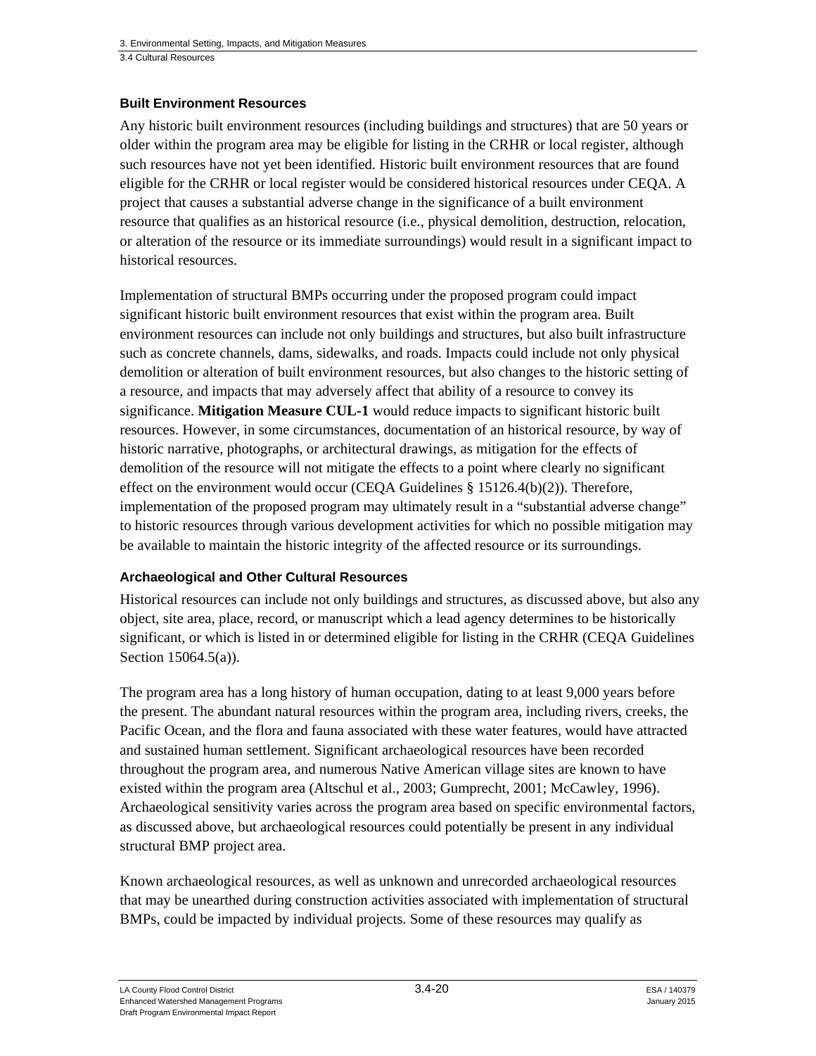#### Built Environment Resources

Any historic built environment resources (including buildings and structures) that are 50 years or older within the program area may be eligible for listing in the CRHR or local register, although such resources have not yet been identified. Historic built environment resources that are found eligible for the CRHR or local register would be considered historical resources under CEQA. A project that causes a substantial adverse change in the significance of a built environment resource that qualifies as an historical resource (i.e., physical demolition, destruction, relocation, or alteration of the resource or its immediate surroundings) would result in a significant impact to historical resources.

Implementation of structural BMPs occurring under the proposed program could impact significant historic built environment resources that exist within the program area. Built environment resources can include not only buildings and structures, but also built infrastructure such as concrete channels, dams, sidewalks, and roads. Impacts could include not only physical demolition or alteration of built environment resources, but also changes to the historic setting of a resource, and impacts that may adversely affect that ability of a resource to convey its significance. **Mitigation Measure CUL-1** would reduce impacts to significant historic built resources. However, in some circumstances, documentation of an historical resource, by way of historic narrative, photographs, or architectural drawings, as mitigation for the effects of demolition of the resource will not mitigate the effects to a point where clearly no significant effect on the environment would occur (CEQA Guidelines § 15126.4(b)(2)). Therefore, implementation of the proposed program may ultimately result in a "substantial adverse change" to historic resources through various development activities for which no possible mitigation may be available to maintain the historic integrity of the affected resource or its surroundings.

#### Archaeological and Other Cultural Resources

Historical resources can include not only buildings and structures, as discussed above, but also any object, site area, place, record, or manuscript which a lead agency determines to be historically significant, or which is listed in or determined eligible for listing in the CRHR (CEQA Guidelines Section 15064.5(a)).

The program area has a long history of human occupation, dating to at least 9,000 years before the present. The abundant natural resources within the program area, including rivers, creeks, the Pacific Ocean, and the flora and fauna associated with these water features, would have attracted and sustained human settlement. Significant archaeological resources have been recorded throughout the program area, and numerous Native American village sites are known to have existed within the program area (Altschul et al., 2003; Gumprecht, 2001; McCawley, 1996). Archaeological sensitivity varies across the program area based on specific environmental factors, as discussed above, but archaeological resources could potentially be present in any individual structural BMP project area.

Known archaeological resources, as well as unknown and unrecorded archaeological resources that may be unearthed during construction activities associated with implementation of structural BMPs, could be impacted by individual projects. Some of these resources may qualify as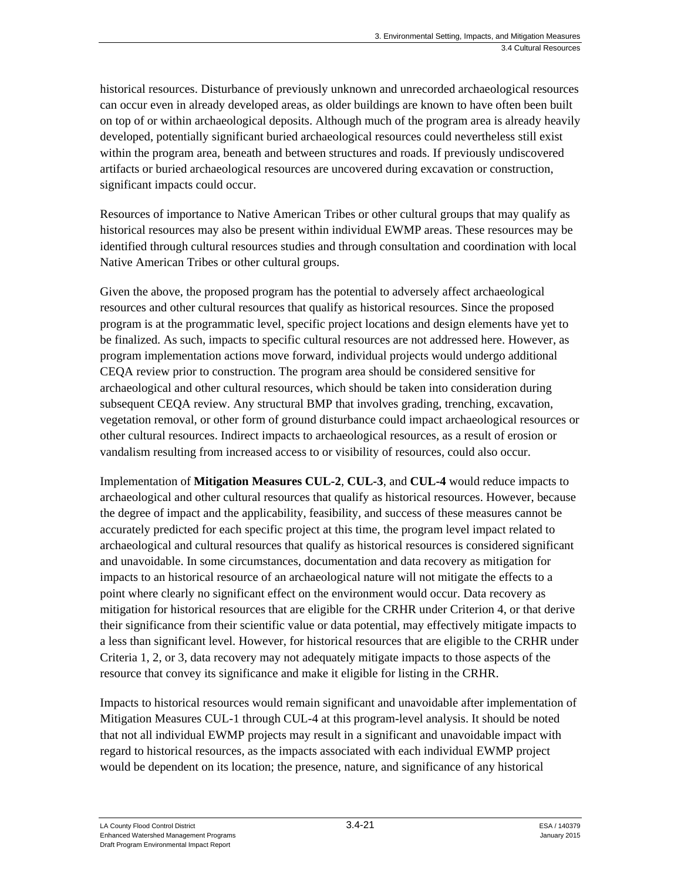historical resources. Disturbance of previously unknown and unrecorded archaeological resources can occur even in already developed areas, as older buildings are known to have often been built on top of or within archaeological deposits. Although much of the program area is already heavily developed, potentially significant buried archaeological resources could nevertheless still exist within the program area, beneath and between structures and roads. If previously undiscovered artifacts or buried archaeological resources are uncovered during excavation or construction, significant impacts could occur.

Resources of importance to Native American Tribes or other cultural groups that may qualify as historical resources may also be present within individual EWMP areas. These resources may be identified through cultural resources studies and through consultation and coordination with local Native American Tribes or other cultural groups.

Given the above, the proposed program has the potential to adversely affect archaeological resources and other cultural resources that qualify as historical resources. Since the proposed program is at the programmatic level, specific project locations and design elements have yet to be finalized. As such, impacts to specific cultural resources are not addressed here. However, as program implementation actions move forward, individual projects would undergo additional CEQA review prior to construction. The program area should be considered sensitive for archaeological and other cultural resources, which should be taken into consideration during subsequent CEQA review. Any structural BMP that involves grading, trenching, excavation, vegetation removal, or other form of ground disturbance could impact archaeological resources or other cultural resources. Indirect impacts to archaeological resources, as a result of erosion or vandalism resulting from increased access to or visibility of resources, could also occur.

Implementation of **Mitigation Measures CUL-2**, **CUL-3**, and **CUL-4** would reduce impacts to archaeological and other cultural resources that qualify as historical resources. However, because the degree of impact and the applicability, feasibility, and success of these measures cannot be accurately predicted for each specific project at this time, the program level impact related to archaeological and cultural resources that qualify as historical resources is considered significant and unavoidable. In some circumstances, documentation and data recovery as mitigation for impacts to an historical resource of an archaeological nature will not mitigate the effects to a point where clearly no significant effect on the environment would occur. Data recovery as mitigation for historical resources that are eligible for the CRHR under Criterion 4, or that derive their significance from their scientific value or data potential, may effectively mitigate impacts to a less than significant level. However, for historical resources that are eligible to the CRHR under Criteria 1, 2, or 3, data recovery may not adequately mitigate impacts to those aspects of the resource that convey its significance and make it eligible for listing in the CRHR.

Impacts to historical resources would remain significant and unavoidable after implementation of Mitigation Measures CUL-1 through CUL-4 at this program-level analysis. It should be noted that not all individual EWMP projects may result in a significant and unavoidable impact with regard to historical resources, as the impacts associated with each individual EWMP project would be dependent on its location; the presence, nature, and significance of any historical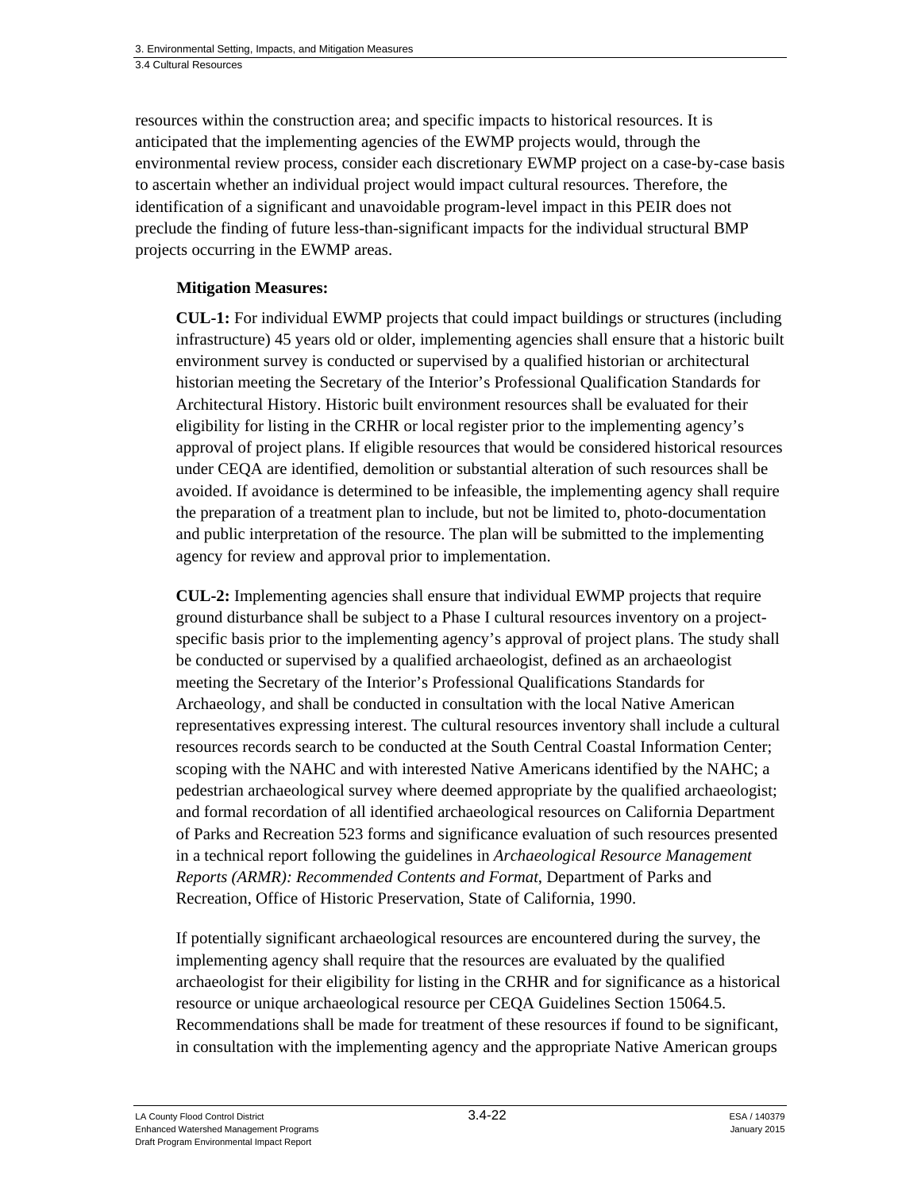resources within the construction area; and specific impacts to historical resources. It is anticipated that the implementing agencies of the EWMP projects would, through the environmental review process, consider each discretionary EWMP project on a case-by-case basis to ascertain whether an individual project would impact cultural resources. Therefore, the identification of a significant and unavoidable program-level impact in this PEIR does not preclude the finding of future less-than-significant impacts for the individual structural BMP projects occurring in the EWMP areas.

**Mitigation Measures:**

**CUL-1:** For individual EWMP projects that could impact buildings or structures (including infrastructure) 45 years old or older, implementing agencies shall ensure that a historic built environment survey is conducted or supervised by a qualified historian or architectural historian meeting the Secretary of the Interior's Professional Qualification Standards for Architectural History. Historic built environment resources shall be evaluated for their eligibility for listing in the CRHR or local register prior to the implementing agency's approval of project plans. If eligible resources that would be considered historical resources under CEQA are identified, demolition or substantial alteration of such resources shall be avoided. If avoidance is determined to be infeasible, the implementing agency shall require the preparation of a treatment plan to include, but not be limited to, photo-documentation and public interpretation of the resource. The plan will be submitted to the implementing agency for review and approval prior to implementation.

**CUL-2:** Implementing agencies shall ensure that individual EWMP projects that require ground disturbance shall be subject to a Phase I cultural resources inventory on a project-specific basis prior to the implementing agency's approval of project plans. The study shall be conducted or supervised by a qualified archaeologist, defined as an archaeologist meeting the Secretary of the Interior's Professional Qualifications Standards for Archaeology, and shall be conducted in consultation with the local Native American representatives expressing interest. The cultural resources inventory shall include a cultural resources records search to be conducted at the South Central Coastal Information Center; scoping with the NAHC and with interested Native Americans identified by the NAHC; a pedestrian archaeological survey where deemed appropriate by the qualified archaeologist; and formal recordation of all identified archaeological resources on California Department of Parks and Recreation 523 forms and significance evaluation of such resources presented in a technical report following the guidelines in *Archaeological Resource Management Reports (ARMR): Recommended Contents and Format*, Department of Parks and Recreation, Office of Historic Preservation, State of California, 1990.

If potentially significant archaeological resources are encountered during the survey, the implementing agency shall require that the resources are evaluated by the qualified archaeologist for their eligibility for listing in the CRHR and for significance as a historical resource or unique archaeological resource per CEQA Guidelines Section 15064.5. Recommendations shall be made for treatment of these resources if found to be significant, in consultation with the implementing agency and the appropriate Native American groups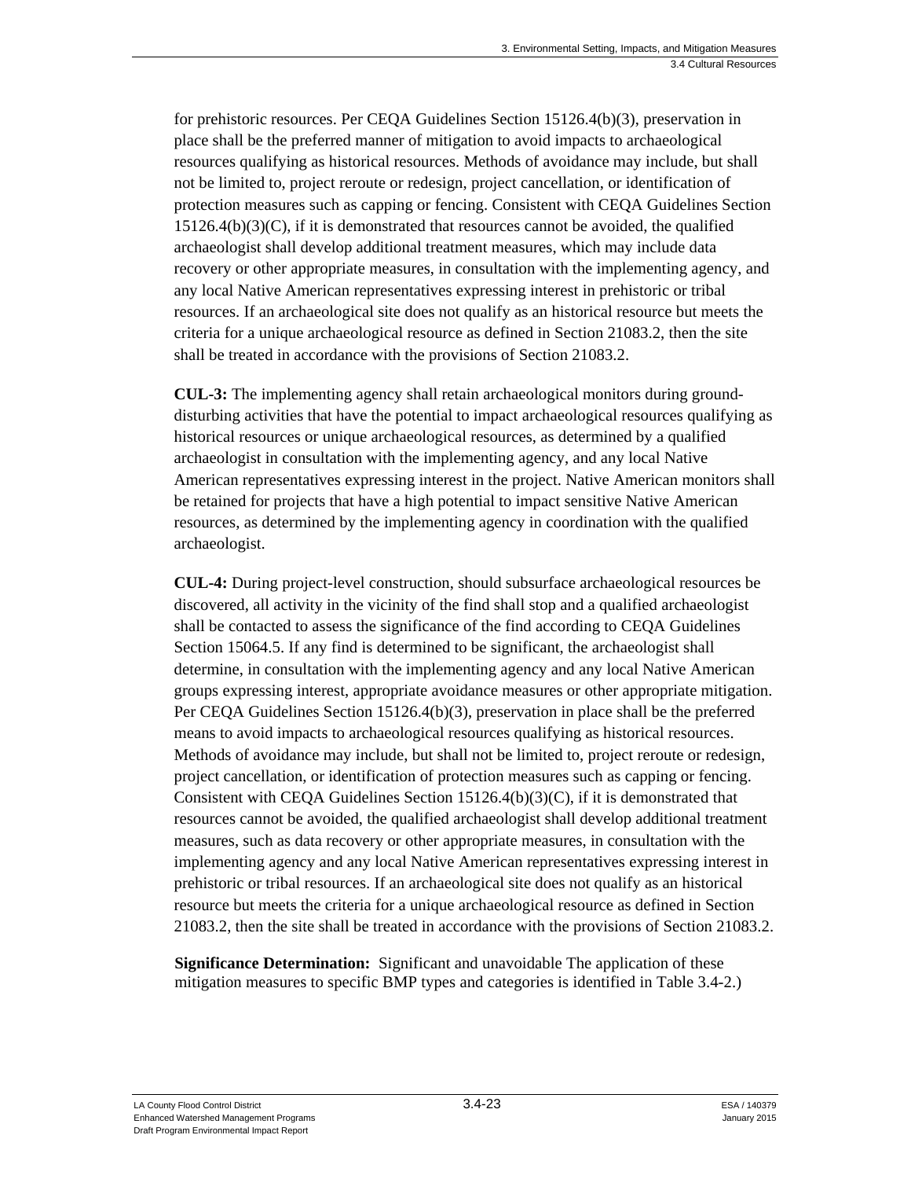for prehistoric resources. Per CEQA Guidelines Section 15126.4(b)(3), preservation in place shall be the preferred manner of mitigation to avoid impacts to archaeological resources qualifying as historical resources. Methods of avoidance may include, but shall not be limited to, project reroute or redesign, project cancellation, or identification of protection measures such as capping or fencing. Consistent with CEQA Guidelines Section 15126.4(b)(3)(C), if it is demonstrated that resources cannot be avoided, the qualified archaeologist shall develop additional treatment measures, which may include data recovery or other appropriate measures, in consultation with the implementing agency, and any local Native American representatives expressing interest in prehistoric or tribal resources. If an archaeological site does not qualify as an historical resource but meets the criteria for a unique archaeological resource as defined in Section 21083.2, then the site shall be treated in accordance with the provisions of Section 21083.2.

**CUL-3:** The implementing agency shall retain archaeological monitors during ground-disturbing activities that have the potential to impact archaeological resources qualifying as historical resources or unique archaeological resources, as determined by a qualified archaeologist in consultation with the implementing agency, and any local Native American representatives expressing interest in the project. Native American monitors shall be retained for projects that have a high potential to impact sensitive Native American resources, as determined by the implementing agency in coordination with the qualified archaeologist.

**CUL-4:** During project-level construction, should subsurface archaeological resources be discovered, all activity in the vicinity of the find shall stop and a qualified archaeologist shall be contacted to assess the significance of the find according to CEQA Guidelines Section 15064.5. If any find is determined to be significant, the archaeologist shall determine, in consultation with the implementing agency and any local Native American groups expressing interest, appropriate avoidance measures or other appropriate mitigation. Per CEQA Guidelines Section 15126.4(b)(3), preservation in place shall be the preferred means to avoid impacts to archaeological resources qualifying as historical resources. Methods of avoidance may include, but shall not be limited to, project reroute or redesign, project cancellation, or identification of protection measures such as capping or fencing. Consistent with CEQA Guidelines Section 15126.4(b)(3)(C), if it is demonstrated that resources cannot be avoided, the qualified archaeologist shall develop additional treatment measures, such as data recovery or other appropriate measures, in consultation with the implementing agency and any local Native American representatives expressing interest in prehistoric or tribal resources. If an archaeological site does not qualify as an historical resource but meets the criteria for a unique archaeological resource as defined in Section 21083.2, then the site shall be treated in accordance with the provisions of Section 21083.2.

**Significance Determination:** Significant and unavoidable The application of these mitigation measures to specific BMP types and categories is identified in Table 3.4-2.)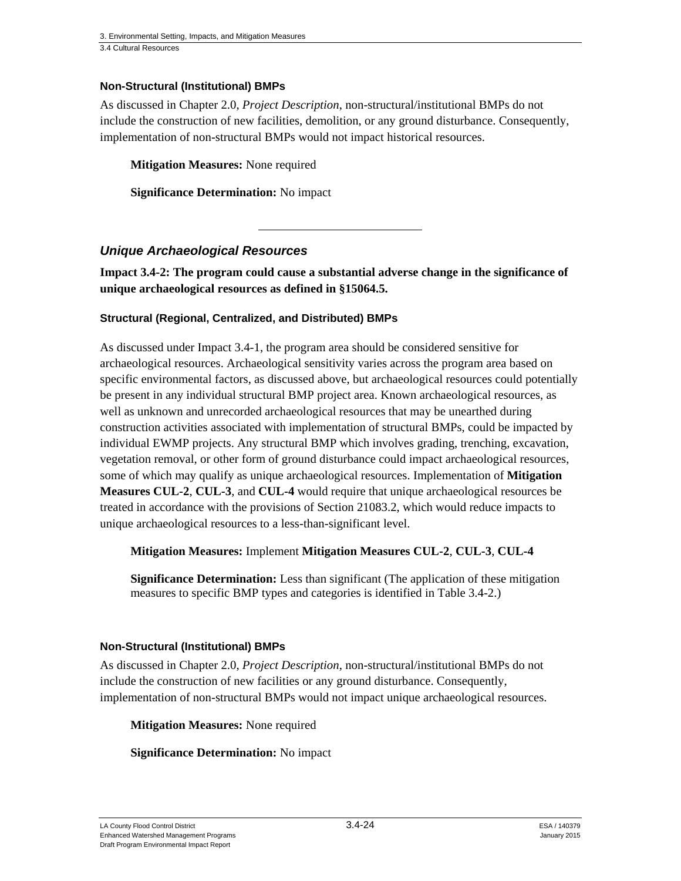#### Non-Structural (Institutional) BMPs

As discussed in Chapter 2.0, *Project Description*, non-structural/institutional BMPs do not include the construction of new facilities, demolition, or any ground disturbance. Consequently, implementation of non-structural BMPs would not impact historical resources.

**Mitigation Measures:** None required

**Significance Determination:** No impact

---

### *Unique Archaeological Resources*

**Impact 3.4-2: The program could cause a substantial adverse change in the significance of unique archaeological resources as defined in §15064.5.**

#### Structural (Regional, Centralized, and Distributed) BMPs

As discussed under Impact 3.4-1, the program area should be considered sensitive for archaeological resources. Archaeological sensitivity varies across the program area based on specific environmental factors, as discussed above, but archaeological resources could potentially be present in any individual structural BMP project area. Known archaeological resources, as well as unknown and unrecorded archaeological resources that may be unearthed during construction activities associated with implementation of structural BMPs, could be impacted by individual EWMP projects. Any structural BMP which involves grading, trenching, excavation, vegetation removal, or other form of ground disturbance could impact archaeological resources, some of which may qualify as unique archaeological resources. Implementation of **Mitigation Measures CUL-2**, **CUL-3**, and **CUL-4** would require that unique archaeological resources be treated in accordance with the provisions of Section 21083.2, which would reduce impacts to unique archaeological resources to a less-than-significant level.

**Mitigation Measures:** Implement **Mitigation Measures CUL-2**, **CUL-3**, **CUL-4**

**Significance Determination:** Less than significant (The application of these mitigation measures to specific BMP types and categories is identified in Table 3.4-2.)

#### Non-Structural (Institutional) BMPs

As discussed in Chapter 2.0, *Project Description*, non-structural/institutional BMPs do not include the construction of new facilities or any ground disturbance. Consequently, implementation of non-structural BMPs would not impact unique archaeological resources.

**Mitigation Measures:** None required

**Significance Determination:** No impact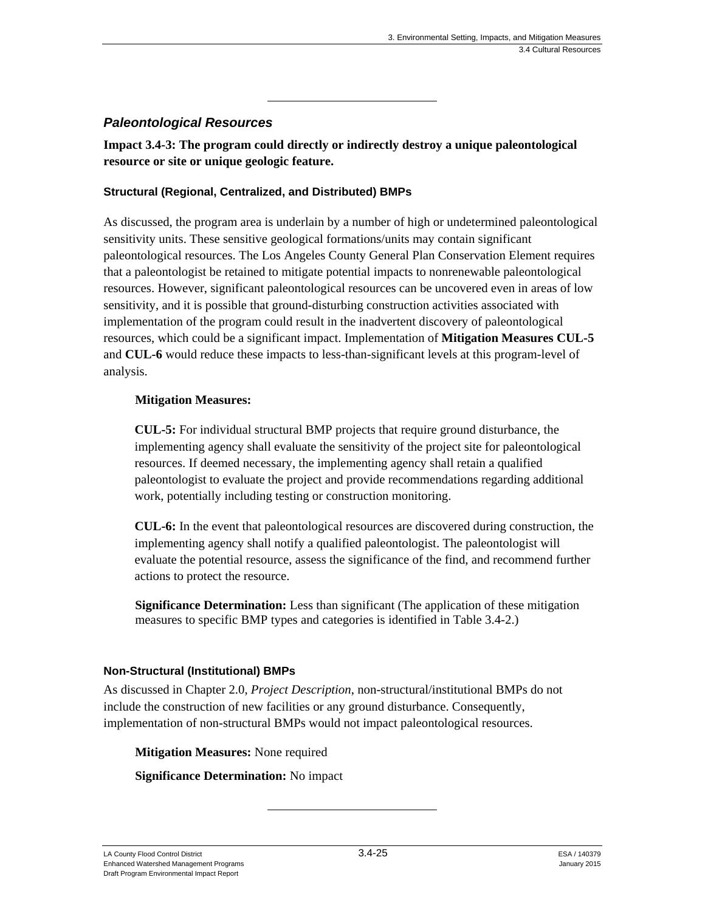---

### *Paleontological Resources*

**Impact 3.4-3: The program could directly or indirectly destroy a unique paleontological resource or site or unique geologic feature.**

#### Structural (Regional, Centralized, and Distributed) BMPs

As discussed, the program area is underlain by a number of high or undetermined paleontological sensitivity units. These sensitive geological formations/units may contain significant paleontological resources. The Los Angeles County General Plan Conservation Element requires that a paleontologist be retained to mitigate potential impacts to nonrenewable paleontological resources. However, significant paleontological resources can be uncovered even in areas of low sensitivity, and it is possible that ground-disturbing construction activities associated with implementation of the program could result in the inadvertent discovery of paleontological resources, which could be a significant impact. Implementation of **Mitigation Measures CUL-5** and **CUL-6** would reduce these impacts to less-than-significant levels at this program-level of analysis.

**Mitigation Measures:**

**CUL-5:** For individual structural BMP projects that require ground disturbance, the implementing agency shall evaluate the sensitivity of the project site for paleontological resources. If deemed necessary, the implementing agency shall retain a qualified paleontologist to evaluate the project and provide recommendations regarding additional work, potentially including testing or construction monitoring.

**CUL-6:** In the event that paleontological resources are discovered during construction, the implementing agency shall notify a qualified paleontologist. The paleontologist will evaluate the potential resource, assess the significance of the find, and recommend further actions to protect the resource.

**Significance Determination:** Less than significant (The application of these mitigation measures to specific BMP types and categories is identified in Table 3.4-2.)

#### Non-Structural (Institutional) BMPs

As discussed in Chapter 2.0, *Project Description*, non-structural/institutional BMPs do not include the construction of new facilities or any ground disturbance. Consequently, implementation of non-structural BMPs would not impact paleontological resources.

**Mitigation Measures:** None required

**Significance Determination:** No impact

---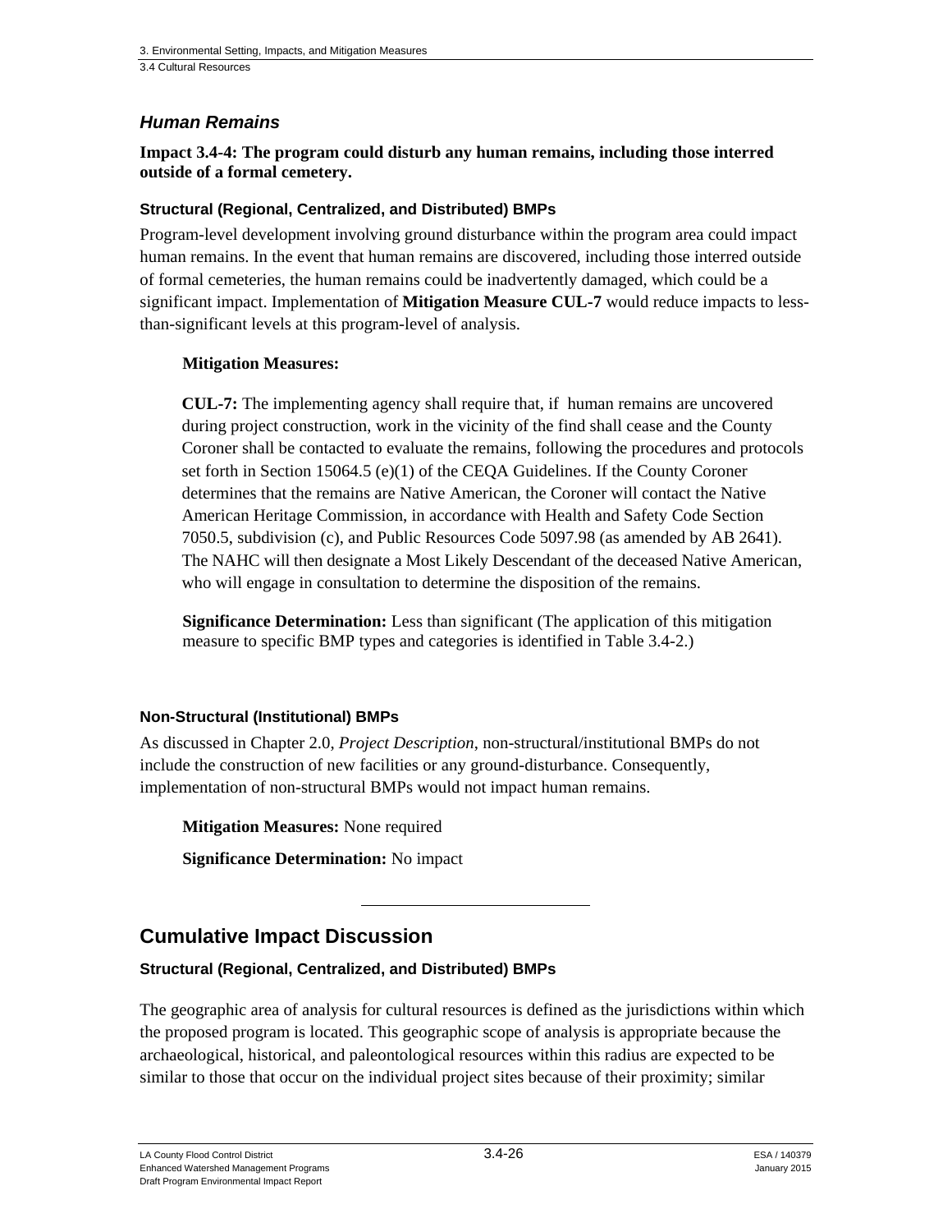### *Human Remains*

**Impact 3.4-4: The program could disturb any human remains, including those interred outside of a formal cemetery.**

#### Structural (Regional, Centralized, and Distributed) BMPs

Program-level development involving ground disturbance within the program area could impact human remains. In the event that human remains are discovered, including those interred outside of formal cemeteries, the human remains could be inadvertently damaged, which could be a significant impact. Implementation of **Mitigation Measure CUL-7** would reduce impacts to less-than-significant levels at this program-level of analysis.

**Mitigation Measures:**

**CUL-7:** The implementing agency shall require that, if human remains are uncovered during project construction, work in the vicinity of the find shall cease and the County Coroner shall be contacted to evaluate the remains, following the procedures and protocols set forth in Section 15064.5 (e)(1) of the CEQA Guidelines. If the County Coroner determines that the remains are Native American, the Coroner will contact the Native American Heritage Commission, in accordance with Health and Safety Code Section 7050.5, subdivision (c), and Public Resources Code 5097.98 (as amended by AB 2641). The NAHC will then designate a Most Likely Descendant of the deceased Native American, who will engage in consultation to determine the disposition of the remains.

**Significance Determination:** Less than significant (The application of this mitigation measure to specific BMP types and categories is identified in Table 3.4-2.)

#### Non-Structural (Institutional) BMPs

As discussed in Chapter 2.0, *Project Description*, non-structural/institutional BMPs do not include the construction of new facilities or any ground-disturbance. Consequently, implementation of non-structural BMPs would not impact human remains.

**Mitigation Measures:** None required

**Significance Determination:** No impact

---

## Cumulative Impact Discussion

#### Structural (Regional, Centralized, and Distributed) BMPs

The geographic area of analysis for cultural resources is defined as the jurisdictions within which the proposed program is located. This geographic scope of analysis is appropriate because the archaeological, historical, and paleontological resources within this radius are expected to be similar to those that occur on the individual project sites because of their proximity; similar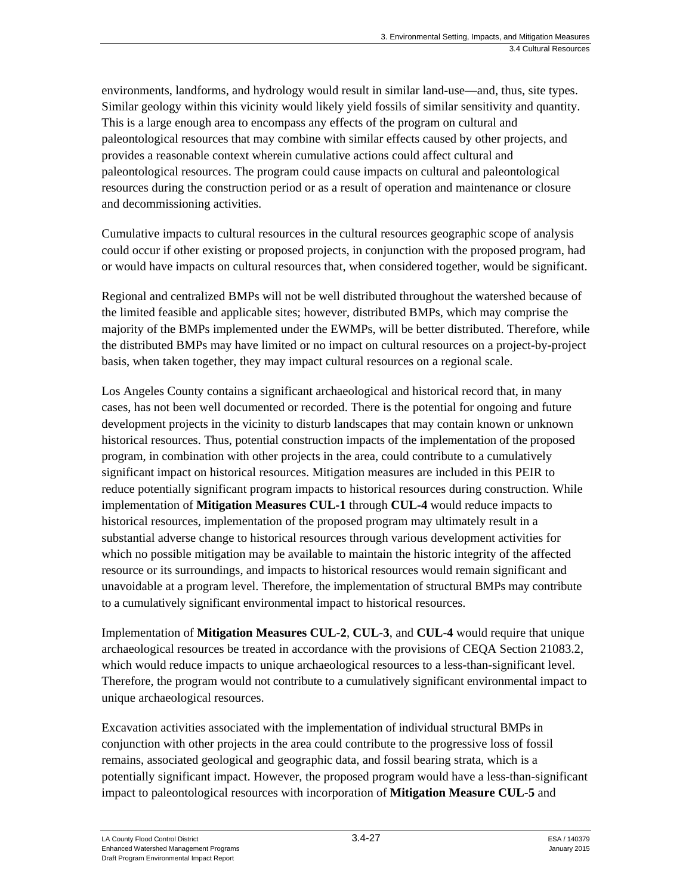environments, landforms, and hydrology would result in similar land-use—and, thus, site types. Similar geology within this vicinity would likely yield fossils of similar sensitivity and quantity. This is a large enough area to encompass any effects of the program on cultural and paleontological resources that may combine with similar effects caused by other projects, and provides a reasonable context wherein cumulative actions could affect cultural and paleontological resources. The program could cause impacts on cultural and paleontological resources during the construction period or as a result of operation and maintenance or closure and decommissioning activities.

Cumulative impacts to cultural resources in the cultural resources geographic scope of analysis could occur if other existing or proposed projects, in conjunction with the proposed program, had or would have impacts on cultural resources that, when considered together, would be significant.

Regional and centralized BMPs will not be well distributed throughout the watershed because of the limited feasible and applicable sites; however, distributed BMPs, which may comprise the majority of the BMPs implemented under the EWMPs, will be better distributed. Therefore, while the distributed BMPs may have limited or no impact on cultural resources on a project-by-project basis, when taken together, they may impact cultural resources on a regional scale.

Los Angeles County contains a significant archaeological and historical record that, in many cases, has not been well documented or recorded. There is the potential for ongoing and future development projects in the vicinity to disturb landscapes that may contain known or unknown historical resources. Thus, potential construction impacts of the implementation of the proposed program, in combination with other projects in the area, could contribute to a cumulatively significant impact on historical resources. Mitigation measures are included in this PEIR to reduce potentially significant program impacts to historical resources during construction. While implementation of **Mitigation Measures CUL-1** through **CUL-4** would reduce impacts to historical resources, implementation of the proposed program may ultimately result in a substantial adverse change to historical resources through various development activities for which no possible mitigation may be available to maintain the historic integrity of the affected resource or its surroundings, and impacts to historical resources would remain significant and unavoidable at a program level. Therefore, the implementation of structural BMPs may contribute to a cumulatively significant environmental impact to historical resources.

Implementation of **Mitigation Measures CUL-2**, **CUL-3**, and **CUL-4** would require that unique archaeological resources be treated in accordance with the provisions of CEQA Section 21083.2, which would reduce impacts to unique archaeological resources to a less-than-significant level. Therefore, the program would not contribute to a cumulatively significant environmental impact to unique archaeological resources.

Excavation activities associated with the implementation of individual structural BMPs in conjunction with other projects in the area could contribute to the progressive loss of fossil remains, associated geological and geographic data, and fossil bearing strata, which is a potentially significant impact. However, the proposed program would have a less-than-significant impact to paleontological resources with incorporation of **Mitigation Measure CUL-5** and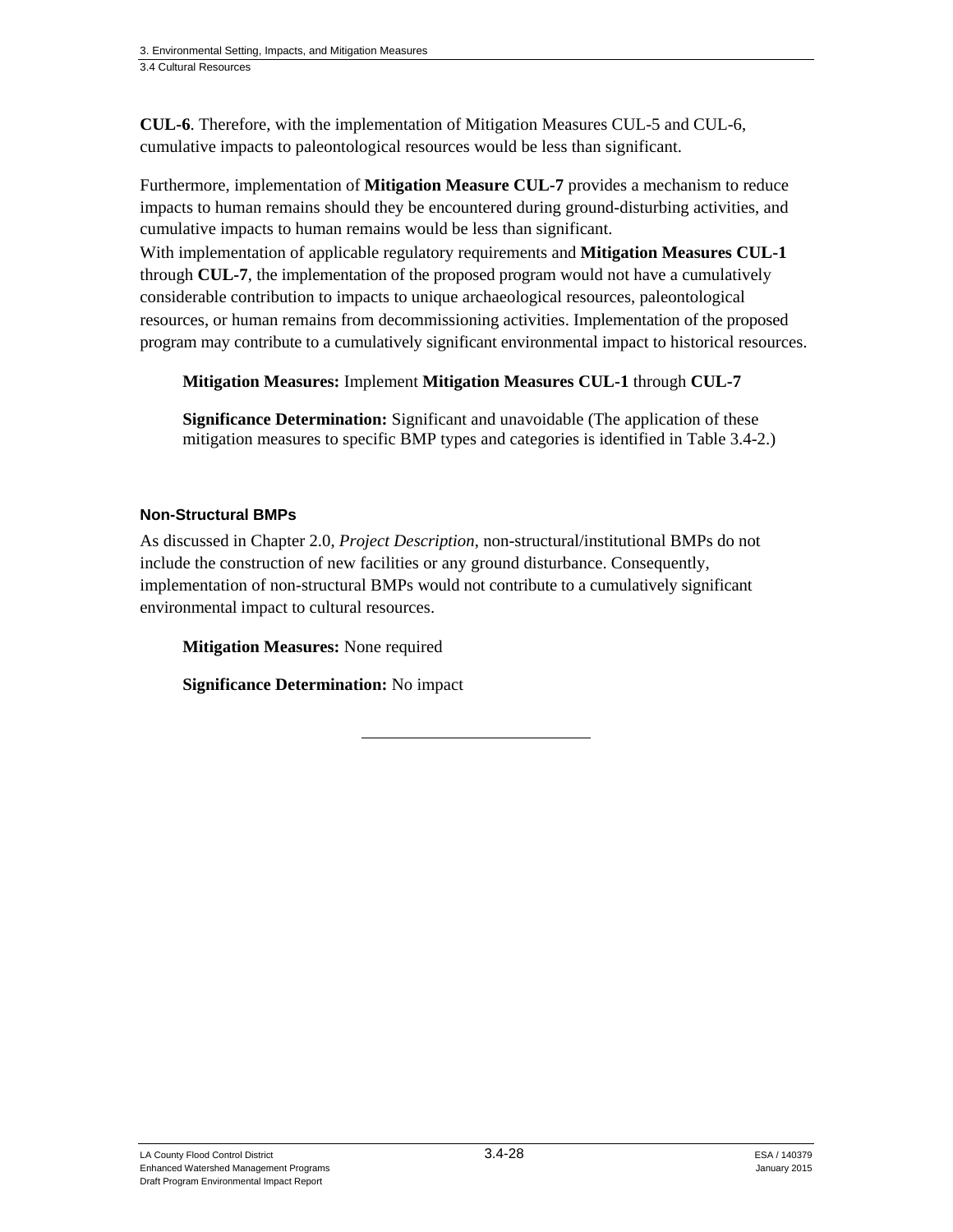**CUL-6**. Therefore, with the implementation of Mitigation Measures CUL-5 and CUL-6, cumulative impacts to paleontological resources would be less than significant.

Furthermore, implementation of **Mitigation Measure CUL-7** provides a mechanism to reduce impacts to human remains should they be encountered during ground-disturbing activities, and cumulative impacts to human remains would be less than significant.

With implementation of applicable regulatory requirements and **Mitigation Measures CUL-1** through **CUL-7**, the implementation of the proposed program would not have a cumulatively considerable contribution to impacts to unique archaeological resources, paleontological resources, or human remains from decommissioning activities. Implementation of the proposed program may contribute to a cumulatively significant environmental impact to historical resources.

**Mitigation Measures:** Implement **Mitigation Measures CUL-1** through **CUL-7**

**Significance Determination:** Significant and unavoidable (The application of these mitigation measures to specific BMP types and categories is identified in Table 3.4-2.)

#### Non-Structural BMPs

As discussed in Chapter 2.0, *Project Description*, non-structural/institutional BMPs do not include the construction of new facilities or any ground disturbance. Consequently, implementation of non-structural BMPs would not contribute to a cumulatively significant environmental impact to cultural resources.

**Mitigation Measures:** None required

**Significance Determination:** No impact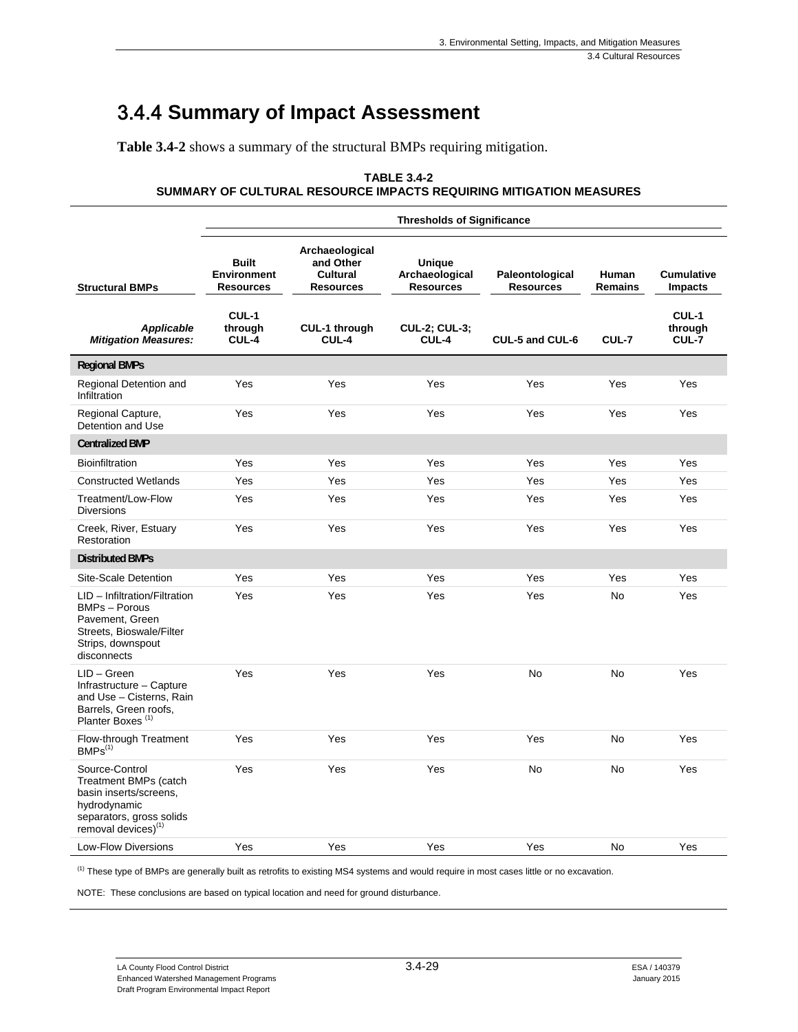# 3.4.4 Summary of Impact Assessment

**Table 3.4-2** shows a summary of the structural BMPs requiring mitigation.

**TABLE 3.4-2**
**SUMMARY OF CULTURAL RESOURCE IMPACTS REQUIRING MITIGATION MEASURES**

| | Thresholds of Significance | | | | | |
|---|---|---|---|---|---|---|
| **Structural BMPs** | **Built Environment Resources** | **Archaeological and Other Cultural Resources** | **Unique Archaeological Resources** | **Paleontological Resources** | **Human Remains** | **Cumulative Impacts** |
| ***Applicable Mitigation Measures:*** | **CUL-1 through CUL-4** | **CUL-1 through CUL-4** | **CUL-2; CUL-3; CUL-4** | **CUL-5 and CUL-6** | **CUL-7** | **CUL-1 through CUL-7** |
| **Regional BMPs** | | | | | | |
| Regional Detention and Infiltration | Yes | Yes | Yes | Yes | Yes | Yes |
| Regional Capture, Detention and Use | Yes | Yes | Yes | Yes | Yes | Yes |
| **Centralized BMP** | | | | | | |
| Bioinfiltration | Yes | Yes | Yes | Yes | Yes | Yes |
| Constructed Wetlands | Yes | Yes | Yes | Yes | Yes | Yes |
| Treatment/Low-Flow Diversions | Yes | Yes | Yes | Yes | Yes | Yes |
| Creek, River, Estuary Restoration | Yes | Yes | Yes | Yes | Yes | Yes |
| **Distributed BMPs** | | | | | | |
| Site-Scale Detention | Yes | Yes | Yes | Yes | Yes | Yes |
| LID – Infiltration/Filtration BMPs – Porous Pavement, Green Streets, Bioswale/Filter Strips, downspout disconnects | Yes | Yes | Yes | Yes | No | Yes |
| LID – Green Infrastructure – Capture and Use – Cisterns, Rain Barrels, Green roofs, Planter Boxes [(1)] | Yes | Yes | Yes | No | No | Yes |
| Flow-through Treatment BMPs[(1)] | Yes | Yes | Yes | Yes | No | Yes |
| Source-Control Treatment BMPs (catch basin inserts/screens, hydrodynamic separators, gross solids removal devices)[(1)] | Yes | Yes | Yes | No | No | Yes |
| Low-Flow Diversions | Yes | Yes | Yes | Yes | No | Yes |

[(1)] These type of BMPs are generally built as retrofits to existing MS4 systems and would require in most cases little or no excavation.

NOTE: These conclusions are based on typical location and need for ground disturbance.